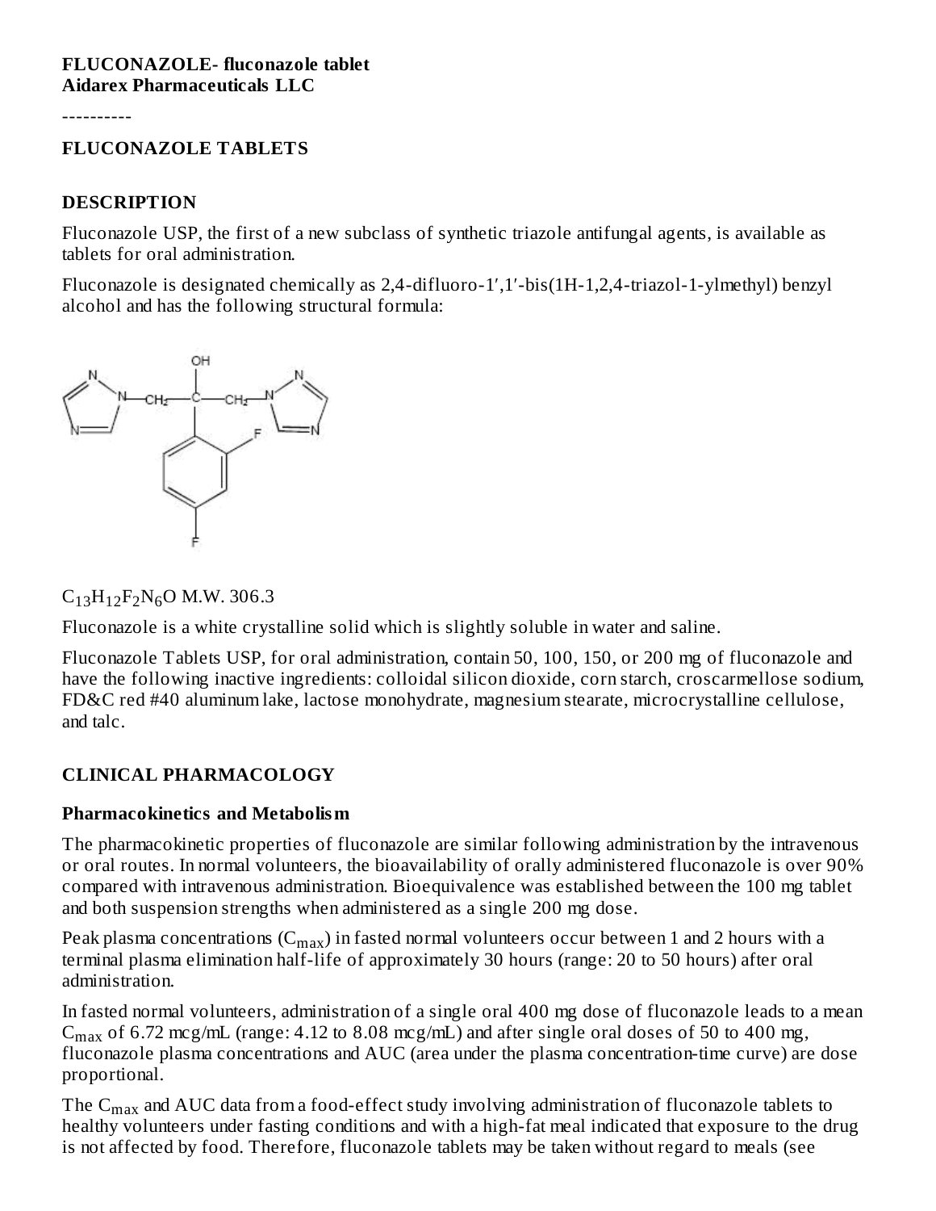**FLUCONAZOLE- fluconazole tablet**
**Aidarex Pharmaceuticals LLC**

----------

**FLUCONAZOLE TABLETS**

**DESCRIPTION**

Fluconazole USP, the first of a new subclass of synthetic triazole antifungal agents, is available as tablets for oral administration.

Fluconazole is designated chemically as 2,4-difluoro-1′,1′-bis(1H-1,2,4-triazol-1-ylmethyl) benzyl alcohol and has the following structural formula:

$C_{13}H_{12}F_2N_6O$ M.W. 306.3

Fluconazole is a white crystalline solid which is slightly soluble in water and saline.

Fluconazole Tablets USP, for oral administration, contain 50, 100, 150, or 200 mg of fluconazole and have the following inactive ingredients: colloidal silicon dioxide, corn starch, croscarmellose sodium, FD&C red #40 aluminum lake, lactose monohydrate, magnesium stearate, microcrystalline cellulose, and talc.

**CLINICAL PHARMACOLOGY**

**Pharmacokinetics and Metabolism**

The pharmacokinetic properties of fluconazole are similar following administration by the intravenous or oral routes. In normal volunteers, the bioavailability of orally administered fluconazole is over 90% compared with intravenous administration. Bioequivalence was established between the 100 mg tablet and both suspension strengths when administered as a single 200 mg dose.

Peak plasma concentrations ($C_{max}$) in fasted normal volunteers occur between 1 and 2 hours with a terminal plasma elimination half-life of approximately 30 hours (range: 20 to 50 hours) after oral administration.

In fasted normal volunteers, administration of a single oral 400 mg dose of fluconazole leads to a mean $C_{max}$ of 6.72 mcg/mL (range: 4.12 to 8.08 mcg/mL) and after single oral doses of 50 to 400 mg, fluconazole plasma concentrations and AUC (area under the plasma concentration-time curve) are dose proportional.

The $C_{max}$ and AUC data from a food-effect study involving administration of fluconazole tablets to healthy volunteers under fasting conditions and with a high-fat meal indicated that exposure to the drug is not affected by food. Therefore, fluconazole tablets may be taken without regard to meals (see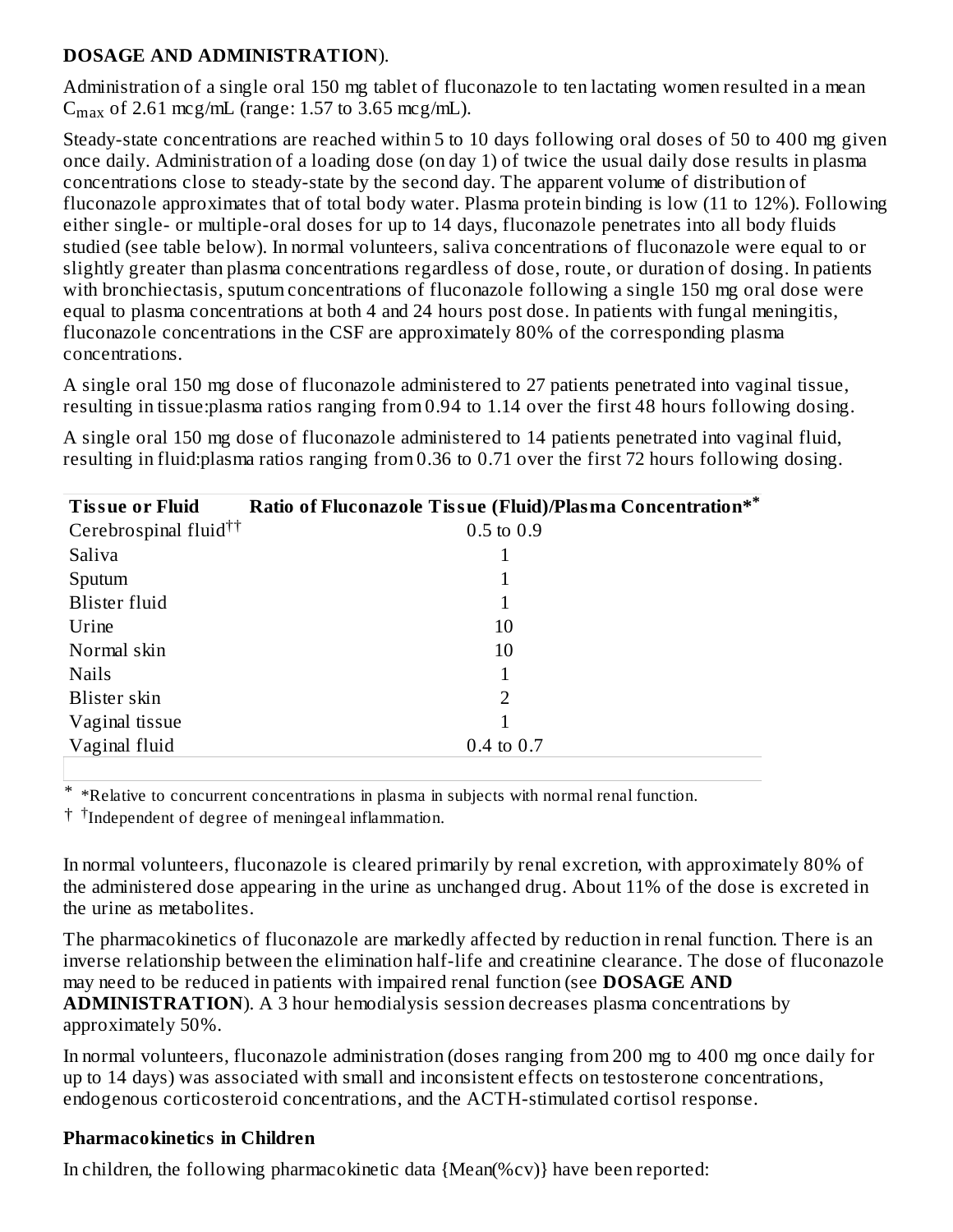**DOSAGE AND ADMINISTRATION**).

Administration of a single oral 150 mg tablet of fluconazole to ten lactating women resulted in a mean $C_{max}$ of 2.61 mcg/mL (range: 1.57 to 3.65 mcg/mL).

Steady-state concentrations are reached within 5 to 10 days following oral doses of 50 to 400 mg given once daily. Administration of a loading dose (on day 1) of twice the usual daily dose results in plasma concentrations close to steady-state by the second day. The apparent volume of distribution of fluconazole approximates that of total body water. Plasma protein binding is low (11 to 12%). Following either single- or multiple-oral doses for up to 14 days, fluconazole penetrates into all body fluids studied (see table below). In normal volunteers, saliva concentrations of fluconazole were equal to or slightly greater than plasma concentrations regardless of dose, route, or duration of dosing. In patients with bronchiectasis, sputum concentrations of fluconazole following a single 150 mg oral dose were equal to plasma concentrations at both 4 and 24 hours post dose. In patients with fungal meningitis, fluconazole concentrations in the CSF are approximately 80% of the corresponding plasma concentrations.

A single oral 150 mg dose of fluconazole administered to 27 patients penetrated into vaginal tissue, resulting in tissue:plasma ratios ranging from 0.94 to 1.14 over the first 48 hours following dosing.

A single oral 150 mg dose of fluconazole administered to 14 patients penetrated into vaginal fluid, resulting in fluid:plasma ratios ranging from 0.36 to 0.71 over the first 72 hours following dosing.

| Tissue or Fluid | Ratio of Fluconazole Tissue (Fluid)/Plasma Concentration** |
|---|---|
| Cerebrospinal fluid†† | 0.5 to 0.9 |
| Saliva | 1 |
| Sputum | 1 |
| Blister fluid | 1 |
| Urine | 10 |
| Normal skin | 10 |
| Nails | 1 |
| Blister skin | 2 |
| Vaginal tissue | 1 |
| Vaginal fluid | 0.4 to 0.7 |

\* *Relative to concurrent concentrations in plasma in subjects with normal renal function.

† †Independent of degree of meningeal inflammation.

In normal volunteers, fluconazole is cleared primarily by renal excretion, with approximately 80% of the administered dose appearing in the urine as unchanged drug. About 11% of the dose is excreted in the urine as metabolites.

The pharmacokinetics of fluconazole are markedly affected by reduction in renal function. There is an inverse relationship between the elimination half-life and creatinine clearance. The dose of fluconazole may need to be reduced in patients with impaired renal function (see **DOSAGE AND ADMINISTRATION**). A 3 hour hemodialysis session decreases plasma concentrations by approximately 50%.

In normal volunteers, fluconazole administration (doses ranging from 200 mg to 400 mg once daily for up to 14 days) was associated with small and inconsistent effects on testosterone concentrations, endogenous corticosteroid concentrations, and the ACTH-stimulated cortisol response.

**Pharmacokinetics in Children**

In children, the following pharmacokinetic data {Mean(%cv)} have been reported: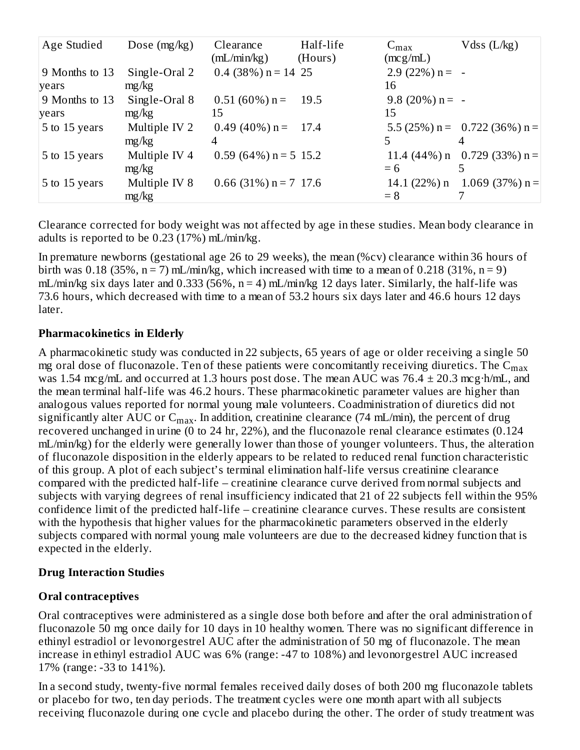| Age Studied | Dose (mg/kg) | Clearance (mL/min/kg) | Half-life (Hours) | $C_{max}$ (mcg/mL) | Vdss (L/kg) |
|---|---|---|---|---|---|
| 9 Months to 13 years | Single-Oral 2 mg/kg | 0.4 (38%) n = 14 | 25 | 2.9 (22%) n = 16 | - |
| 9 Months to 13 years | Single-Oral 8 mg/kg | 0.51 (60%) n = 15 | 19.5 | 9.8 (20%) n = 15 | - |
| 5 to 15 years | Multiple IV 2 mg/kg | 0.49 (40%) n = 4 | 17.4 | 5.5 (25%) n = 5 | 0.722 (36%) n = 4 |
| 5 to 15 years | Multiple IV 4 mg/kg | 0.59 (64%) n = 5 | 15.2 | 11.4 (44%) n = 6 | 0.729 (33%) n = 5 |
| 5 to 15 years | Multiple IV 8 mg/kg | 0.66 (31%) n = 7 | 17.6 | 14.1 (22%) n = 8 | 1.069 (37%) n = 7 |

Clearance corrected for body weight was not affected by age in these studies. Mean body clearance in adults is reported to be 0.23 (17%) mL/min/kg.

In premature newborns (gestational age 26 to 29 weeks), the mean (%cv) clearance within 36 hours of birth was 0.18 (35%, n = 7) mL/min/kg, which increased with time to a mean of 0.218 (31%, n = 9) mL/min/kg six days later and 0.333 (56%, n = 4) mL/min/kg 12 days later. Similarly, the half-life was 73.6 hours, which decreased with time to a mean of 53.2 hours six days later and 46.6 hours 12 days later.

**Pharmacokinetics in Elderly**

A pharmacokinetic study was conducted in 22 subjects, 65 years of age or older receiving a single 50 mg oral dose of fluconazole. Ten of these patients were concomitantly receiving diuretics. The $C_{max}$ was 1.54 mcg/mL and occurred at 1.3 hours post dose. The mean AUC was 76.4 ± 20.3 mcg·h/mL, and the mean terminal half-life was 46.2 hours. These pharmacokinetic parameter values are higher than analogous values reported for normal young male volunteers. Coadministration of diuretics did not significantly alter AUC or $C_{max}$. In addition, creatinine clearance (74 mL/min), the percent of drug recovered unchanged in urine (0 to 24 hr, 22%), and the fluconazole renal clearance estimates (0.124 mL/min/kg) for the elderly were generally lower than those of younger volunteers. Thus, the alteration of fluconazole disposition in the elderly appears to be related to reduced renal function characteristic of this group. A plot of each subject's terminal elimination half-life versus creatinine clearance compared with the predicted half-life – creatinine clearance curve derived from normal subjects and subjects with varying degrees of renal insufficiency indicated that 21 of 22 subjects fell within the 95% confidence limit of the predicted half-life – creatinine clearance curves. These results are consistent with the hypothesis that higher values for the pharmacokinetic parameters observed in the elderly subjects compared with normal young male volunteers are due to the decreased kidney function that is expected in the elderly.

**Drug Interaction Studies**

**Oral contraceptives**

Oral contraceptives were administered as a single dose both before and after the oral administration of fluconazole 50 mg once daily for 10 days in 10 healthy women. There was no significant difference in ethinyl estradiol or levonorgestrel AUC after the administration of 50 mg of fluconazole. The mean increase in ethinyl estradiol AUC was 6% (range: -47 to 108%) and levonorgestrel AUC increased 17% (range: -33 to 141%).

In a second study, twenty-five normal females received daily doses of both 200 mg fluconazole tablets or placebo for two, ten day periods. The treatment cycles were one month apart with all subjects receiving fluconazole during one cycle and placebo during the other. The order of study treatment was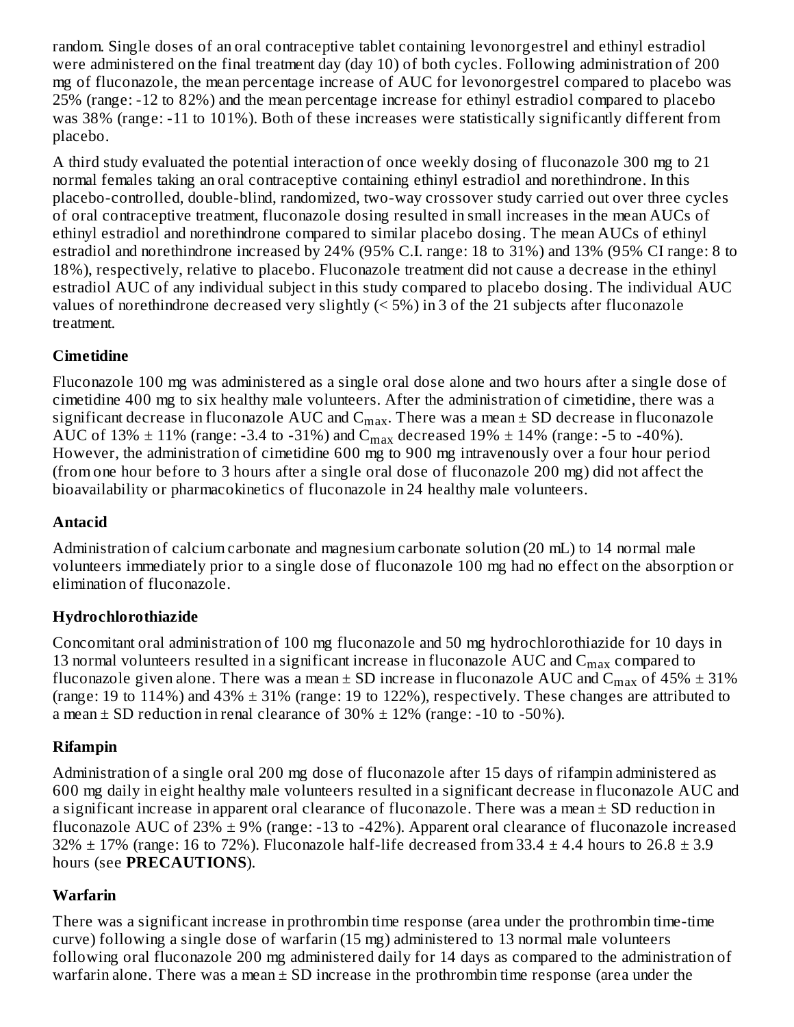random. Single doses of an oral contraceptive tablet containing levonorgestrel and ethinyl estradiol were administered on the final treatment day (day 10) of both cycles. Following administration of 200 mg of fluconazole, the mean percentage increase of AUC for levonorgestrel compared to placebo was 25% (range: -12 to 82%) and the mean percentage increase for ethinyl estradiol compared to placebo was 38% (range: -11 to 101%). Both of these increases were statistically significantly different from placebo.

A third study evaluated the potential interaction of once weekly dosing of fluconazole 300 mg to 21 normal females taking an oral contraceptive containing ethinyl estradiol and norethindrone. In this placebo-controlled, double-blind, randomized, two-way crossover study carried out over three cycles of oral contraceptive treatment, fluconazole dosing resulted in small increases in the mean AUCs of ethinyl estradiol and norethindrone compared to similar placebo dosing. The mean AUCs of ethinyl estradiol and norethindrone increased by 24% (95% C.I. range: 18 to 31%) and 13% (95% CI range: 8 to 18%), respectively, relative to placebo. Fluconazole treatment did not cause a decrease in the ethinyl estradiol AUC of any individual subject in this study compared to placebo dosing. The individual AUC values of norethindrone decreased very slightly (< 5%) in 3 of the 21 subjects after fluconazole treatment.

**Cimetidine**

Fluconazole 100 mg was administered as a single oral dose alone and two hours after a single dose of cimetidine 400 mg to six healthy male volunteers. After the administration of cimetidine, there was a significant decrease in fluconazole AUC and $C_{max}$. There was a mean ± SD decrease in fluconazole AUC of 13% ± 11% (range: -3.4 to -31%) and $C_{max}$ decreased 19% ± 14% (range: -5 to -40%). However, the administration of cimetidine 600 mg to 900 mg intravenously over a four hour period (from one hour before to 3 hours after a single oral dose of fluconazole 200 mg) did not affect the bioavailability or pharmacokinetics of fluconazole in 24 healthy male volunteers.

**Antacid**

Administration of calcium carbonate and magnesium carbonate solution (20 mL) to 14 normal male volunteers immediately prior to a single dose of fluconazole 100 mg had no effect on the absorption or elimination of fluconazole.

**Hydrochlorothiazide**

Concomitant oral administration of 100 mg fluconazole and 50 mg hydrochlorothiazide for 10 days in 13 normal volunteers resulted in a significant increase in fluconazole AUC and $C_{max}$ compared to fluconazole given alone. There was a mean ± SD increase in fluconazole AUC and $C_{max}$ of 45% ± 31% (range: 19 to 114%) and 43% ± 31% (range: 19 to 122%), respectively. These changes are attributed to a mean ± SD reduction in renal clearance of 30% ± 12% (range: -10 to -50%).

**Rifampin**

Administration of a single oral 200 mg dose of fluconazole after 15 days of rifampin administered as 600 mg daily in eight healthy male volunteers resulted in a significant decrease in fluconazole AUC and a significant increase in apparent oral clearance of fluconazole. There was a mean ± SD reduction in fluconazole AUC of 23% ± 9% (range: -13 to -42%). Apparent oral clearance of fluconazole increased 32% ± 17% (range: 16 to 72%). Fluconazole half-life decreased from 33.4 ± 4.4 hours to 26.8 ± 3.9 hours (see **PRECAUTIONS**).

**Warfarin**

There was a significant increase in prothrombin time response (area under the prothrombin time-time curve) following a single dose of warfarin (15 mg) administered to 13 normal male volunteers following oral fluconazole 200 mg administered daily for 14 days as compared to the administration of warfarin alone. There was a mean ± SD increase in the prothrombin time response (area under the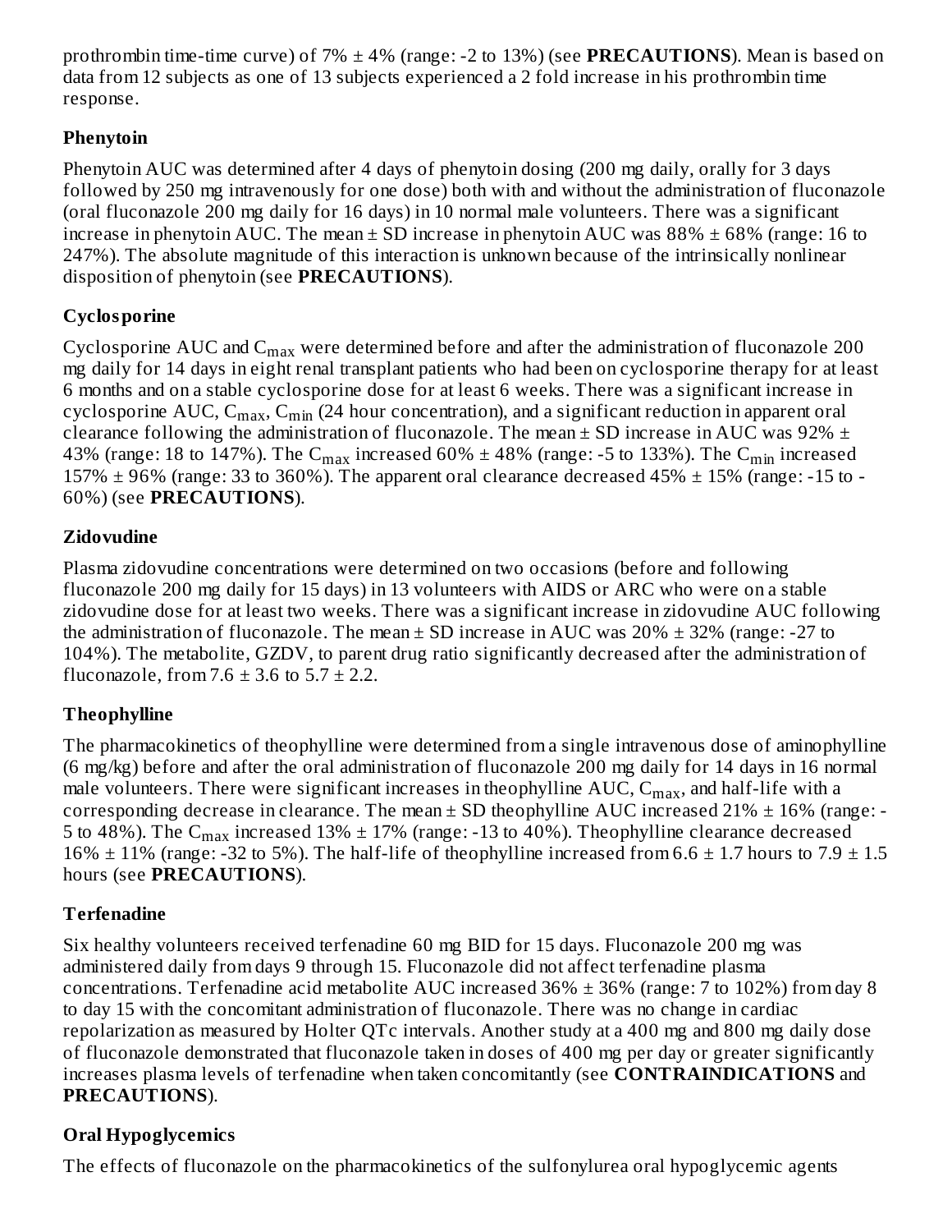prothrombin time-time curve) of 7% ± 4% (range: -2 to 13%) (see **PRECAUTIONS**). Mean is based on data from 12 subjects as one of 13 subjects experienced a 2 fold increase in his prothrombin time response.

**Phenytoin**

Phenytoin AUC was determined after 4 days of phenytoin dosing (200 mg daily, orally for 3 days followed by 250 mg intravenously for one dose) both with and without the administration of fluconazole (oral fluconazole 200 mg daily for 16 days) in 10 normal male volunteers. There was a significant increase in phenytoin AUC. The mean ± SD increase in phenytoin AUC was 88% ± 68% (range: 16 to 247%). The absolute magnitude of this interaction is unknown because of the intrinsically nonlinear disposition of phenytoin (see **PRECAUTIONS**).

**Cyclosporine**

Cyclosporine AUC and $C_{max}$ were determined before and after the administration of fluconazole 200 mg daily for 14 days in eight renal transplant patients who had been on cyclosporine therapy for at least 6 months and on a stable cyclosporine dose for at least 6 weeks. There was a significant increase in cyclosporine AUC, $C_{max}$, $C_{min}$ (24 hour concentration), and a significant reduction in apparent oral clearance following the administration of fluconazole. The mean ± SD increase in AUC was 92% ± 43% (range: 18 to 147%). The $C_{max}$ increased 60% ± 48% (range: -5 to 133%). The $C_{min}$ increased 157% ± 96% (range: 33 to 360%). The apparent oral clearance decreased 45% ± 15% (range: -15 to -60%) (see **PRECAUTIONS**).

**Zidovudine**

Plasma zidovudine concentrations were determined on two occasions (before and following fluconazole 200 mg daily for 15 days) in 13 volunteers with AIDS or ARC who were on a stable zidovudine dose for at least two weeks. There was a significant increase in zidovudine AUC following the administration of fluconazole. The mean ± SD increase in AUC was 20% ± 32% (range: -27 to 104%). The metabolite, GZDV, to parent drug ratio significantly decreased after the administration of fluconazole, from 7.6 ± 3.6 to 5.7 ± 2.2.

**Theophylline**

The pharmacokinetics of theophylline were determined from a single intravenous dose of aminophylline (6 mg/kg) before and after the oral administration of fluconazole 200 mg daily for 14 days in 16 normal male volunteers. There were significant increases in theophylline AUC, $C_{max}$, and half-life with a corresponding decrease in clearance. The mean ± SD theophylline AUC increased 21% ± 16% (range: -5 to 48%). The $C_{max}$ increased 13% ± 17% (range: -13 to 40%). Theophylline clearance decreased 16% ± 11% (range: -32 to 5%). The half-life of theophylline increased from 6.6 ± 1.7 hours to 7.9 ± 1.5 hours (see **PRECAUTIONS**).

**Terfenadine**

Six healthy volunteers received terfenadine 60 mg BID for 15 days. Fluconazole 200 mg was administered daily from days 9 through 15. Fluconazole did not affect terfenadine plasma concentrations. Terfenadine acid metabolite AUC increased 36% ± 36% (range: 7 to 102%) from day 8 to day 15 with the concomitant administration of fluconazole. There was no change in cardiac repolarization as measured by Holter QTc intervals. Another study at a 400 mg and 800 mg daily dose of fluconazole demonstrated that fluconazole taken in doses of 400 mg per day or greater significantly increases plasma levels of terfenadine when taken concomitantly (see **CONTRAINDICATIONS** and **PRECAUTIONS**).

**Oral Hypoglycemics**

The effects of fluconazole on the pharmacokinetics of the sulfonylurea oral hypoglycemic agents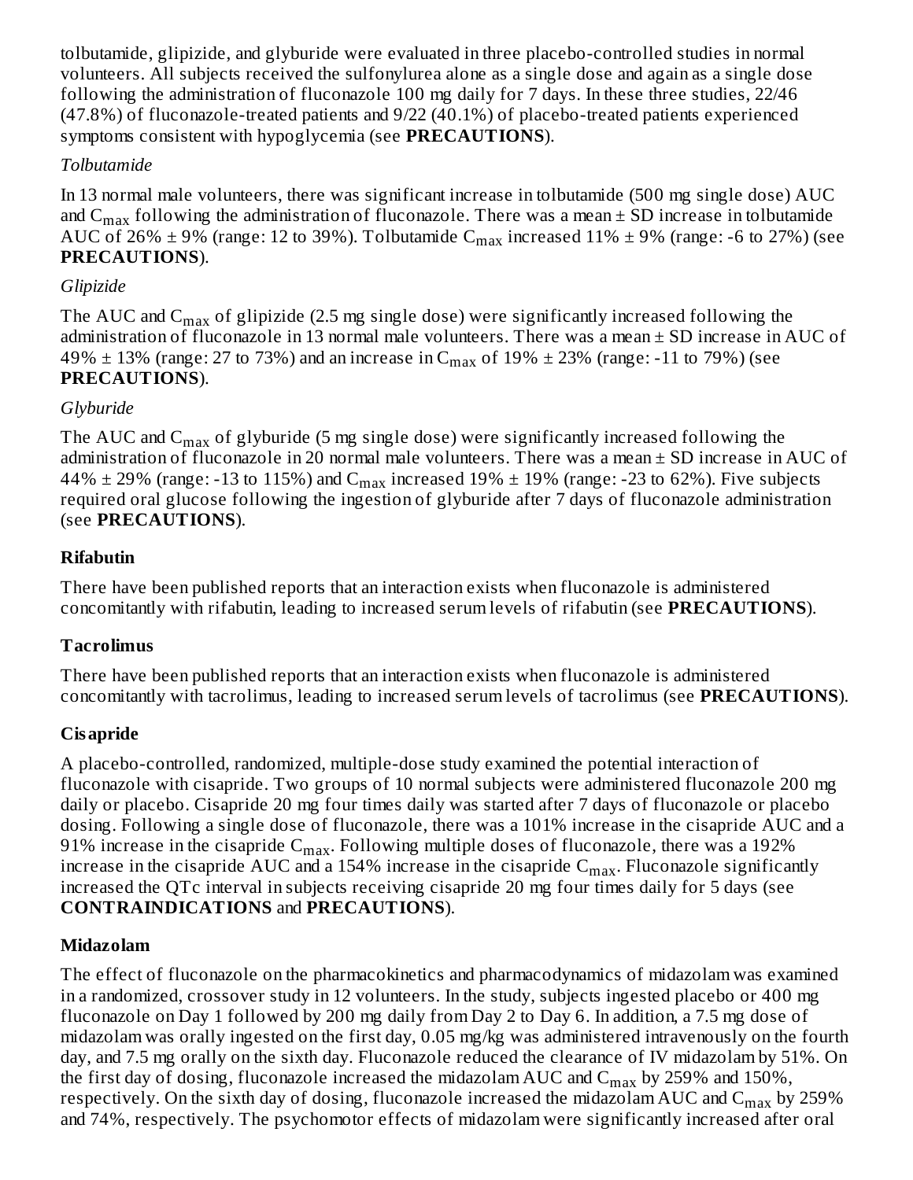tolbutamide, glipizide, and glyburide were evaluated in three placebo-controlled studies in normal volunteers. All subjects received the sulfonylurea alone as a single dose and again as a single dose following the administration of fluconazole 100 mg daily for 7 days. In these three studies, 22/46 (47.8%) of fluconazole-treated patients and 9/22 (40.1%) of placebo-treated patients experienced symptoms consistent with hypoglycemia (see **PRECAUTIONS**).

*Tolbutamide*

In 13 normal male volunteers, there was significant increase in tolbutamide (500 mg single dose) AUC and $C_{max}$ following the administration of fluconazole. There was a mean ± SD increase in tolbutamide AUC of 26% ± 9% (range: 12 to 39%). Tolbutamide $C_{max}$ increased 11% ± 9% (range: -6 to 27%) (see **PRECAUTIONS**).

*Glipizide*

The AUC and $C_{max}$ of glipizide (2.5 mg single dose) were significantly increased following the administration of fluconazole in 13 normal male volunteers. There was a mean ± SD increase in AUC of 49% ± 13% (range: 27 to 73%) and an increase in $C_{max}$ of 19% ± 23% (range: -11 to 79%) (see **PRECAUTIONS**).

*Glyburide*

The AUC and $C_{max}$ of glyburide (5 mg single dose) were significantly increased following the administration of fluconazole in 20 normal male volunteers. There was a mean ± SD increase in AUC of 44% ± 29% (range: -13 to 115%) and $C_{max}$ increased 19% ± 19% (range: -23 to 62%). Five subjects required oral glucose following the ingestion of glyburide after 7 days of fluconazole administration (see **PRECAUTIONS**).

**Rifabutin**

There have been published reports that an interaction exists when fluconazole is administered concomitantly with rifabutin, leading to increased serum levels of rifabutin (see **PRECAUTIONS**).

**Tacrolimus**

There have been published reports that an interaction exists when fluconazole is administered concomitantly with tacrolimus, leading to increased serum levels of tacrolimus (see **PRECAUTIONS**).

**Cisapride**

A placebo-controlled, randomized, multiple-dose study examined the potential interaction of fluconazole with cisapride. Two groups of 10 normal subjects were administered fluconazole 200 mg daily or placebo. Cisapride 20 mg four times daily was started after 7 days of fluconazole or placebo dosing. Following a single dose of fluconazole, there was a 101% increase in the cisapride AUC and a 91% increase in the cisapride $C_{max}$. Following multiple doses of fluconazole, there was a 192% increase in the cisapride AUC and a 154% increase in the cisapride $C_{max}$. Fluconazole significantly increased the QTc interval in subjects receiving cisapride 20 mg four times daily for 5 days (see **CONTRAINDICATIONS** and **PRECAUTIONS**).

**Midazolam**

The effect of fluconazole on the pharmacokinetics and pharmacodynamics of midazolam was examined in a randomized, crossover study in 12 volunteers. In the study, subjects ingested placebo or 400 mg fluconazole on Day 1 followed by 200 mg daily from Day 2 to Day 6. In addition, a 7.5 mg dose of midazolam was orally ingested on the first day, 0.05 mg/kg was administered intravenously on the fourth day, and 7.5 mg orally on the sixth day. Fluconazole reduced the clearance of IV midazolam by 51%. On the first day of dosing, fluconazole increased the midazolam AUC and $C_{max}$ by 259% and 150%, respectively. On the sixth day of dosing, fluconazole increased the midazolam AUC and $C_{max}$ by 259% and 74%, respectively. The psychomotor effects of midazolam were significantly increased after oral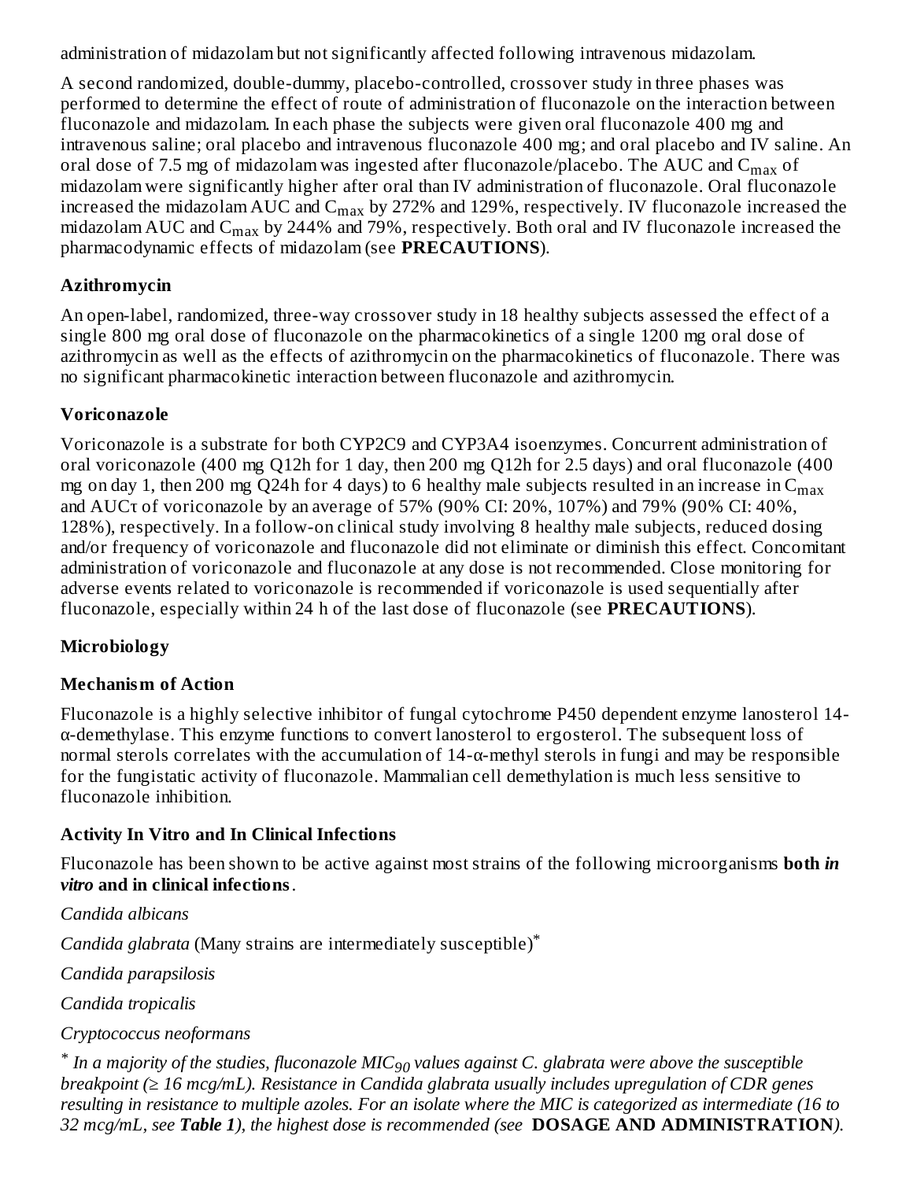administration of midazolam but not significantly affected following intravenous midazolam.

A second randomized, double-dummy, placebo-controlled, crossover study in three phases was performed to determine the effect of route of administration of fluconazole on the interaction between fluconazole and midazolam. In each phase the subjects were given oral fluconazole 400 mg and intravenous saline; oral placebo and intravenous fluconazole 400 mg; and oral placebo and IV saline. An oral dose of 7.5 mg of midazolam was ingested after fluconazole/placebo. The AUC and $C_{max}$ of midazolam were significantly higher after oral than IV administration of fluconazole. Oral fluconazole increased the midazolam AUC and $C_{max}$ by 272% and 129%, respectively. IV fluconazole increased the midazolam AUC and $C_{max}$ by 244% and 79%, respectively. Both oral and IV fluconazole increased the pharmacodynamic effects of midazolam (see **PRECAUTIONS**).

**Azithromycin**

An open-label, randomized, three-way crossover study in 18 healthy subjects assessed the effect of a single 800 mg oral dose of fluconazole on the pharmacokinetics of a single 1200 mg oral dose of azithromycin as well as the effects of azithromycin on the pharmacokinetics of fluconazole. There was no significant pharmacokinetic interaction between fluconazole and azithromycin.

**Voriconazole**

Voriconazole is a substrate for both CYP2C9 and CYP3A4 isoenzymes. Concurrent administration of oral voriconazole (400 mg Q12h for 1 day, then 200 mg Q12h for 2.5 days) and oral fluconazole (400 mg on day 1, then 200 mg Q24h for 4 days) to 6 healthy male subjects resulted in an increase in $C_{max}$ and $AUC\tau$ of voriconazole by an average of 57% (90% CI: 20%, 107%) and 79% (90% CI: 40%, 128%), respectively. In a follow-on clinical study involving 8 healthy male subjects, reduced dosing and/or frequency of voriconazole and fluconazole did not eliminate or diminish this effect. Concomitant administration of voriconazole and fluconazole at any dose is not recommended. Close monitoring for adverse events related to voriconazole is recommended if voriconazole is used sequentially after fluconazole, especially within 24 h of the last dose of fluconazole (see **PRECAUTIONS**).

**Microbiology**

**Mechanism of Action**

Fluconazole is a highly selective inhibitor of fungal cytochrome P450 dependent enzyme lanosterol 14-α-demethylase. This enzyme functions to convert lanosterol to ergosterol. The subsequent loss of normal sterols correlates with the accumulation of 14-α-methyl sterols in fungi and may be responsible for the fungistatic activity of fluconazole. Mammalian cell demethylation is much less sensitive to fluconazole inhibition.

**Activity In Vitro and In Clinical Infections**

Fluconazole has been shown to be active against most strains of the following microorganisms **both *in vitro* and in clinical infections**.

*Candida albicans*

*Candida glabrata* (Many strains are intermediately susceptible)*

*Candida parapsilosis*

*Candida tropicalis*

*Cryptococcus neoformans*

\* *In a majority of the studies, fluconazole $MIC_{90}$ values against C. glabrata were above the susceptible breakpoint (≥ 16 mcg/mL). Resistance in Candida glabrata usually includes upregulation of CDR genes resulting in resistance to multiple azoles. For an isolate where the MIC is categorized as intermediate (16 to 32 mcg/mL, see **Table 1**), the highest dose is recommended (see* **DOSAGE AND ADMINISTRATION***).*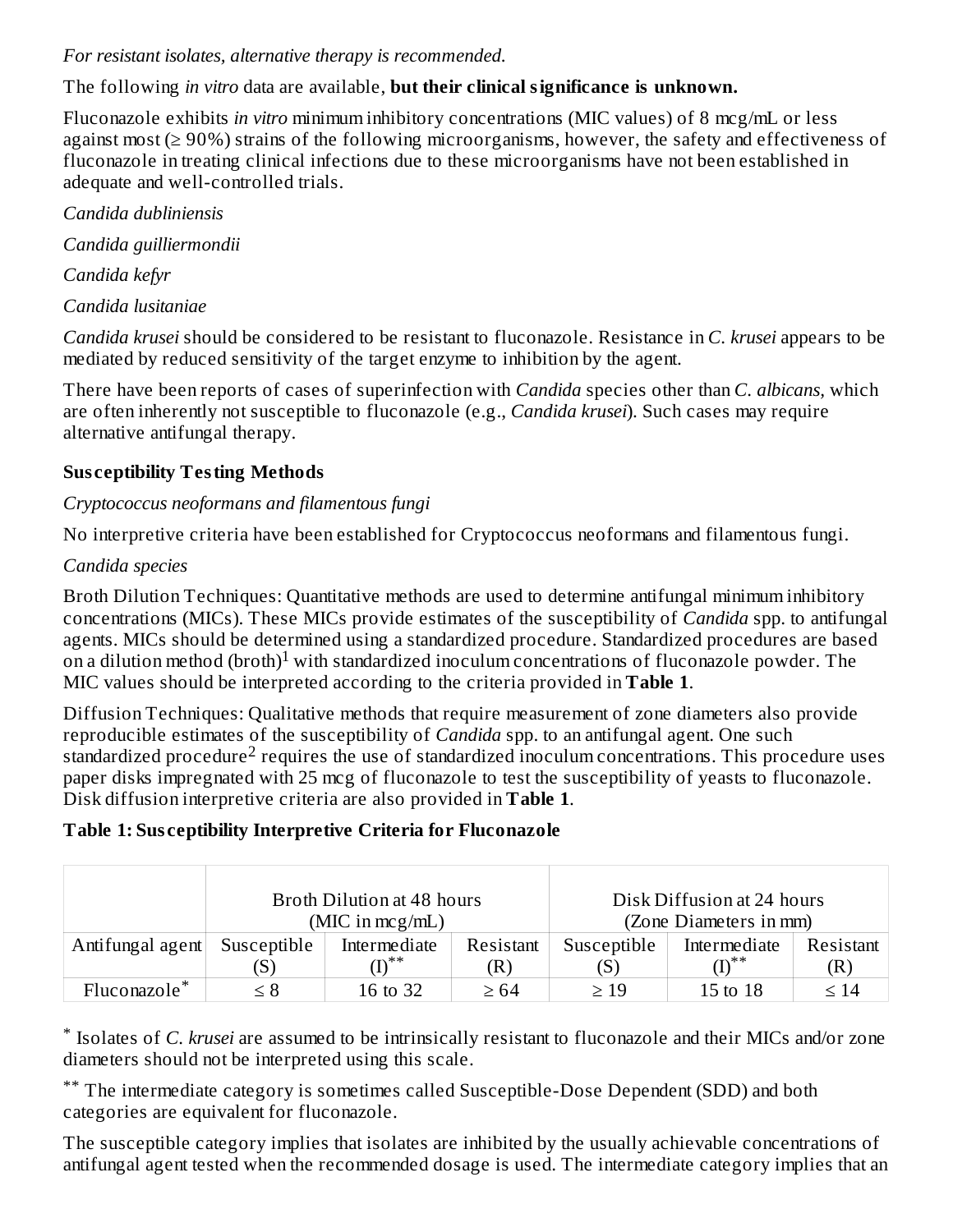*For resistant isolates, alternative therapy is recommended.*

The following *in vitro* data are available, **but their clinical significance is unknown.**

Fluconazole exhibits *in vitro* minimum inhibitory concentrations (MIC values) of 8 mcg/mL or less against most (≥ 90%) strains of the following microorganisms, however, the safety and effectiveness of fluconazole in treating clinical infections due to these microorganisms have not been established in adequate and well-controlled trials.

*Candida dubliniensis*

*Candida guilliermondii*

*Candida kefyr*

*Candida lusitaniae*

*Candida krusei* should be considered to be resistant to fluconazole. Resistance in *C. krusei* appears to be mediated by reduced sensitivity of the target enzyme to inhibition by the agent.

There have been reports of cases of superinfection with *Candida* species other than *C. albicans*, which are often inherently not susceptible to fluconazole (e.g., *Candida krusei*). Such cases may require alternative antifungal therapy.

**Susceptibility Testing Methods**

*Cryptococcus neoformans and filamentous fungi*

No interpretive criteria have been established for Cryptococcus neoformans and filamentous fungi.

*Candida species*

Broth Dilution Techniques: Quantitative methods are used to determine antifungal minimum inhibitory concentrations (MICs). These MICs provide estimates of the susceptibility of *Candida* spp. to antifungal agents. MICs should be determined using a standardized procedure. Standardized procedures are based on a dilution method (broth)[1] with standardized inoculum concentrations of fluconazole powder. The MIC values should be interpreted according to the criteria provided in **Table 1**.

Diffusion Techniques: Qualitative methods that require measurement of zone diameters also provide reproducible estimates of the susceptibility of *Candida* spp. to an antifungal agent. One such standardized procedure[2] requires the use of standardized inoculum concentrations. This procedure uses paper disks impregnated with 25 mcg of fluconazole to test the susceptibility of yeasts to fluconazole. Disk diffusion interpretive criteria are also provided in **Table 1**.

**Table 1: Susceptibility Interpretive Criteria for Fluconazole**

| | Broth Dilution at 48 hours (MIC in mcg/mL) | | | Disk Diffusion at 24 hours (Zone Diameters in mm) | | |
|---|---|---|---|---|---|---|
| Antifungal agent | Susceptible (S) | Intermediate (I)** | Resistant (R) | Susceptible (S) | Intermediate (I)** | Resistant (R) |
| Fluconazole* | ≤ 8 | 16 to 32 | ≥ 64 | ≥ 19 | 15 to 18 | ≤ 14 |

* Isolates of *C. krusei* are assumed to be intrinsically resistant to fluconazole and their MICs and/or zone diameters should not be interpreted using this scale.

** The intermediate category is sometimes called Susceptible-Dose Dependent (SDD) and both categories are equivalent for fluconazole.

The susceptible category implies that isolates are inhibited by the usually achievable concentrations of antifungal agent tested when the recommended dosage is used. The intermediate category implies that an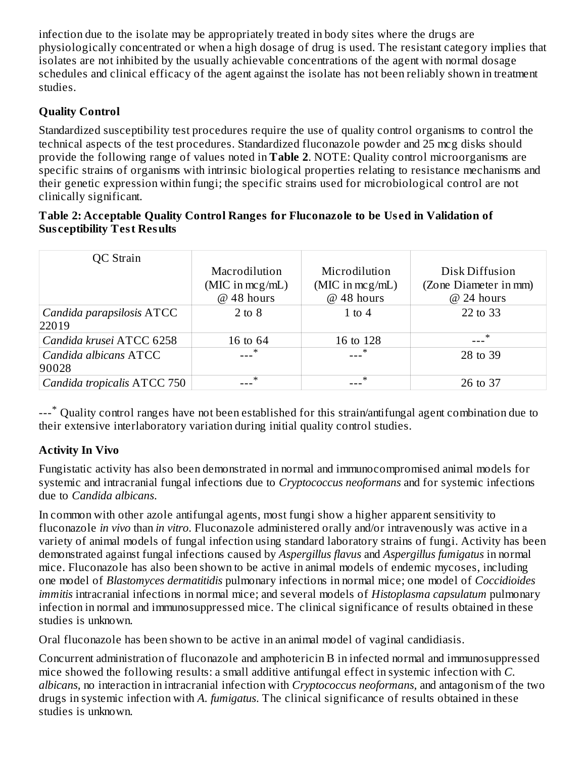infection due to the isolate may be appropriately treated in body sites where the drugs are physiologically concentrated or when a high dosage of drug is used. The resistant category implies that isolates are not inhibited by the usually achievable concentrations of the agent with normal dosage schedules and clinical efficacy of the agent against the isolate has not been reliably shown in treatment studies.

**Quality Control**

Standardized susceptibility test procedures require the use of quality control organisms to control the technical aspects of the test procedures. Standardized fluconazole powder and 25 mcg disks should provide the following range of values noted in **Table 2**. NOTE: Quality control microorganisms are specific strains of organisms with intrinsic biological properties relating to resistance mechanisms and their genetic expression within fungi; the specific strains used for microbiological control are not clinically significant.

**Table 2: Acceptable Quality Control Ranges for Fluconazole to be Used in Validation of Susceptibility Test Results**

| QC Strain | Macrodilution (MIC in mcg/mL) @ 48 hours | Microdilution (MIC in mcg/mL) @ 48 hours | Disk Diffusion (Zone Diameter in mm) @ 24 hours |
|---|---|---|---|
| *Candida parapsilosis* ATCC 22019 | 2 to 8 | 1 to 4 | 22 to 33 |
| *Candida krusei* ATCC 6258 | 16 to 64 | 16 to 128 | ---* |
| *Candida albicans* ATCC 90028 | ---* | ---* | 28 to 39 |
| *Candida tropicalis* ATCC 750 | ---* | ---* | 26 to 37 |

---* Quality control ranges have not been established for this strain/antifungal agent combination due to their extensive interlaboratory variation during initial quality control studies.

**Activity In Vivo**

Fungistatic activity has also been demonstrated in normal and immunocompromised animal models for systemic and intracranial fungal infections due to *Cryptococcus neoformans* and for systemic infections due to *Candida albicans*.

In common with other azole antifungal agents, most fungi show a higher apparent sensitivity to fluconazole *in vivo* than *in vitro*. Fluconazole administered orally and/or intravenously was active in a variety of animal models of fungal infection using standard laboratory strains of fungi. Activity has been demonstrated against fungal infections caused by *Aspergillus flavus* and *Aspergillus fumigatus* in normal mice. Fluconazole has also been shown to be active in animal models of endemic mycoses, including one model of *Blastomyces dermatitidis* pulmonary infections in normal mice; one model of *Coccidioides immitis* intracranial infections in normal mice; and several models of *Histoplasma capsulatum* pulmonary infection in normal and immunosuppressed mice. The clinical significance of results obtained in these studies is unknown.

Oral fluconazole has been shown to be active in an animal model of vaginal candidiasis.

Concurrent administration of fluconazole and amphotericin B in infected normal and immunosuppressed mice showed the following results: a small additive antifungal effect in systemic infection with *C. albicans*, no interaction in intracranial infection with *Cryptococcus neoformans*, and antagonism of the two drugs in systemic infection with *A. fumigatus*. The clinical significance of results obtained in these studies is unknown.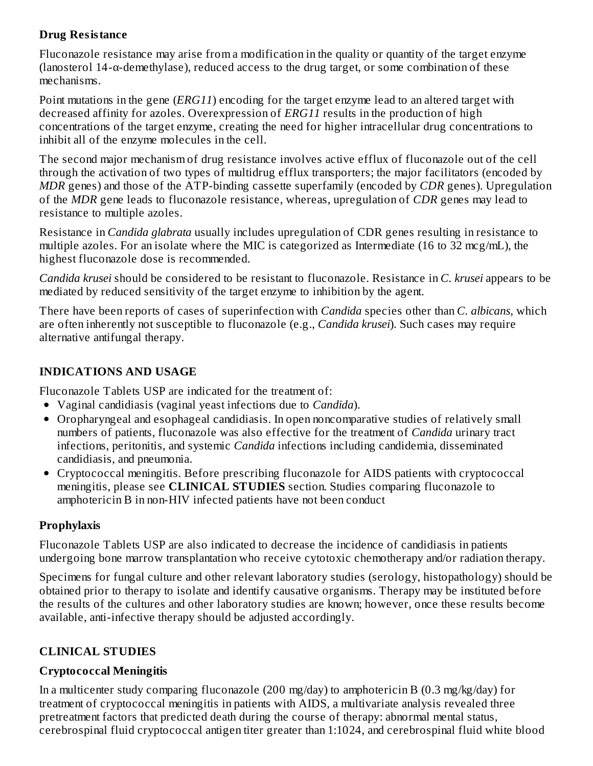### Drug Resistance

Fluconazole resistance may arise from a modification in the quality or quantity of the target enzyme (lanosterol 14-α-demethylase), reduced access to the drug target, or some combination of these mechanisms.

Point mutations in the gene (*ERG11*) encoding for the target enzyme lead to an altered target with decreased affinity for azoles. Overexpression of *ERG11* results in the production of high concentrations of the target enzyme, creating the need for higher intracellular drug concentrations to inhibit all of the enzyme molecules in the cell.

The second major mechanism of drug resistance involves active efflux of fluconazole out of the cell through the activation of two types of multidrug efflux transporters; the major facilitators (encoded by *MDR* genes) and those of the ATP-binding cassette superfamily (encoded by *CDR* genes). Upregulation of the *MDR* gene leads to fluconazole resistance, whereas, upregulation of *CDR* genes may lead to resistance to multiple azoles.

Resistance in *Candida glabrata* usually includes upregulation of CDR genes resulting in resistance to multiple azoles. For an isolate where the MIC is categorized as Intermediate (16 to 32 mcg/mL), the highest fluconazole dose is recommended.

*Candida krusei* should be considered to be resistant to fluconazole. Resistance in *C. krusei* appears to be mediated by reduced sensitivity of the target enzyme to inhibition by the agent.

There have been reports of cases of superinfection with *Candida* species other than *C. albicans,* which are often inherently not susceptible to fluconazole (e.g., *Candida krusei*). Such cases may require alternative antifungal therapy.

## INDICATIONS AND USAGE

Fluconazole Tablets USP are indicated for the treatment of:

- Vaginal candidiasis (vaginal yeast infections due to *Candida*).
- Oropharyngeal and esophageal candidiasis. In open noncomparative studies of relatively small numbers of patients, fluconazole was also effective for the treatment of *Candida* urinary tract infections, peritonitis, and systemic *Candida* infections including candidemia, disseminated candidiasis, and pneumonia.
- Cryptococcal meningitis. Before prescribing fluconazole for AIDS patients with cryptococcal meningitis, please see **CLINICAL STUDIES** section. Studies comparing fluconazole to amphotericin B in non-HIV infected patients have not been conduct

### Prophylaxis

Fluconazole Tablets USP are also indicated to decrease the incidence of candidiasis in patients undergoing bone marrow transplantation who receive cytotoxic chemotherapy and/or radiation therapy.

Specimens for fungal culture and other relevant laboratory studies (serology, histopathology) should be obtained prior to therapy to isolate and identify causative organisms. Therapy may be instituted before the results of the cultures and other laboratory studies are known; however, once these results become available, anti-infective therapy should be adjusted accordingly.

## CLINICAL STUDIES

### Cryptococcal Meningitis

In a multicenter study comparing fluconazole (200 mg/day) to amphotericin B (0.3 mg/kg/day) for treatment of cryptococcal meningitis in patients with AIDS, a multivariate analysis revealed three pretreatment factors that predicted death during the course of therapy: abnormal mental status, cerebrospinal fluid cryptococcal antigen titer greater than 1:1024, and cerebrospinal fluid white blood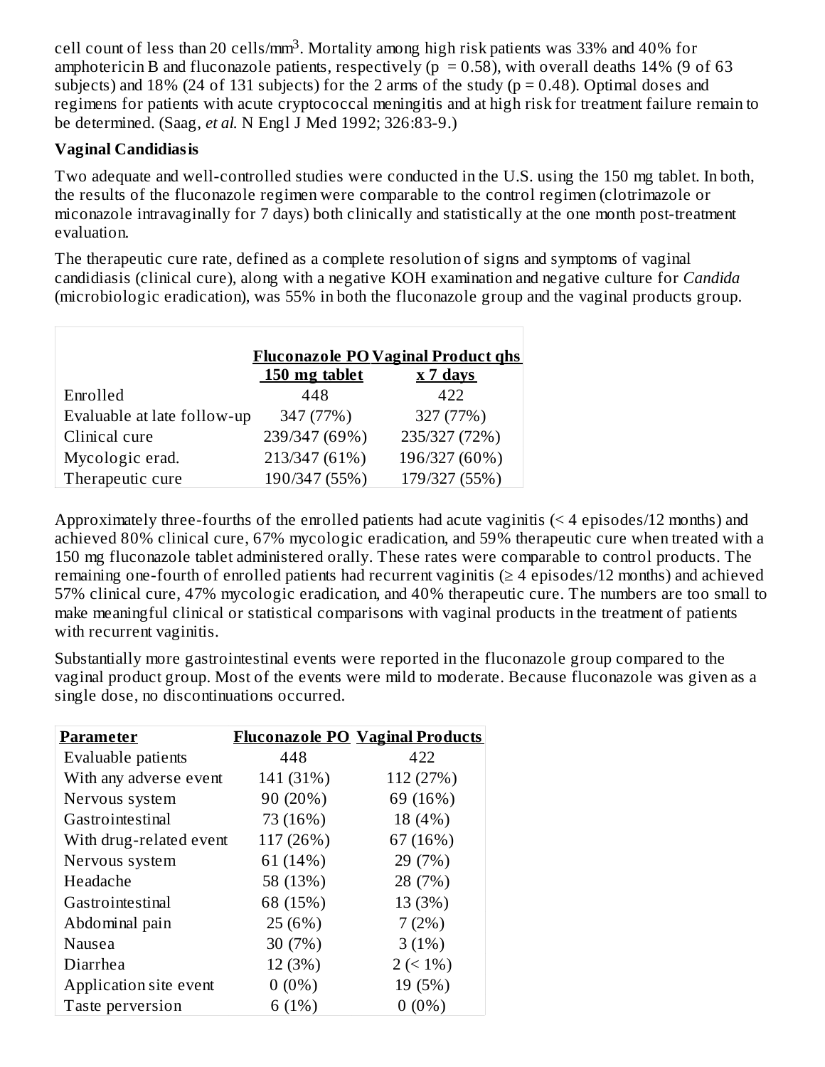cell count of less than 20 cells/mm$^3$. Mortality among high risk patients was 33% and 40% for amphotericin B and fluconazole patients, respectively ($p = 0.58$), with overall deaths 14% (9 of 63 subjects) and 18% (24 of 131 subjects) for the 2 arms of the study ($p = 0.48$). Optimal doses and regimens for patients with acute cryptococcal meningitis and at high risk for treatment failure remain to be determined. (Saag, *et al.* N Engl J Med 1992; 326:83-9.)

**Vaginal Candidiasis**

Two adequate and well-controlled studies were conducted in the U.S. using the 150 mg tablet. In both, the results of the fluconazole regimen were comparable to the control regimen (clotrimazole or miconazole intravaginally for 7 days) both clinically and statistically at the one month post-treatment evaluation.

The therapeutic cure rate, defined as a complete resolution of signs and symptoms of vaginal candidiasis (clinical cure), along with a negative KOH examination and negative culture for *Candida* (microbiologic eradication), was 55% in both the fluconazole group and the vaginal products group.

| | Fluconazole PO 150 mg tablet | Vaginal Product qhs x 7 days |
|---|---|---|
| Enrolled | 448 | 422 |
| Evaluable at late follow-up | 347 (77%) | 327 (77%) |
| Clinical cure | 239/347 (69%) | 235/327 (72%) |
| Mycologic erad. | 213/347 (61%) | 196/327 (60%) |
| Therapeutic cure | 190/347 (55%) | 179/327 (55%) |

Approximately three-fourths of the enrolled patients had acute vaginitis (< 4 episodes/12 months) and achieved 80% clinical cure, 67% mycologic eradication, and 59% therapeutic cure when treated with a 150 mg fluconazole tablet administered orally. These rates were comparable to control products. The remaining one-fourth of enrolled patients had recurrent vaginitis (≥ 4 episodes/12 months) and achieved 57% clinical cure, 47% mycologic eradication, and 40% therapeutic cure. The numbers are too small to make meaningful clinical or statistical comparisons with vaginal products in the treatment of patients with recurrent vaginitis.

Substantially more gastrointestinal events were reported in the fluconazole group compared to the vaginal product group. Most of the events were mild to moderate. Because fluconazole was given as a single dose, no discontinuations occurred.

| Parameter | Fluconazole PO | Vaginal Products |
|---|---|---|
| Evaluable patients | 448 | 422 |
| With any adverse event | 141 (31%) | 112 (27%) |
| Nervous system | 90 (20%) | 69 (16%) |
| Gastrointestinal | 73 (16%) | 18 (4%) |
| With drug-related event | 117 (26%) | 67 (16%) |
| Nervous system | 61 (14%) | 29 (7%) |
| Headache | 58 (13%) | 28 (7%) |
| Gastrointestinal | 68 (15%) | 13 (3%) |
| Abdominal pain | 25 (6%) | 7 (2%) |
| Nausea | 30 (7%) | 3 (1%) |
| Diarrhea | 12 (3%) | 2 (< 1%) |
| Application site event | 0 (0%) | 19 (5%) |
| Taste perversion | 6 (1%) | 0 (0%) |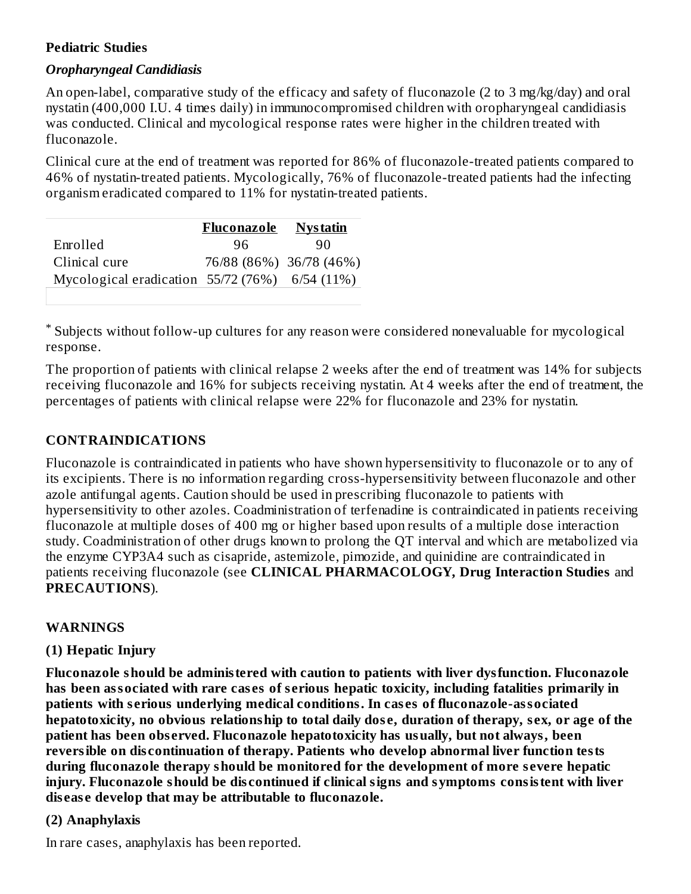**Pediatric Studies**

***Oropharyngeal Candidiasis***

An open-label, comparative study of the efficacy and safety of fluconazole (2 to 3 mg/kg/day) and oral nystatin (400,000 I.U. 4 times daily) in immunocompromised children with oropharyngeal candidiasis was conducted. Clinical and mycological response rates were higher in the children treated with fluconazole.

Clinical cure at the end of treatment was reported for 86% of fluconazole-treated patients compared to 46% of nystatin-treated patients. Mycologically, 76% of fluconazole-treated patients had the infecting organism eradicated compared to 11% for nystatin-treated patients.

| | Fluconazole | Nystatin |
|---|---|---|
| Enrolled | 96 | 90 |
| Clinical cure | 76/88 (86%) | 36/78 (46%) |
| Mycological eradication | 55/72 (76%) | 6/54 (11%) |

* Subjects without follow-up cultures for any reason were considered nonevaluable for mycological response.

The proportion of patients with clinical relapse 2 weeks after the end of treatment was 14% for subjects receiving fluconazole and 16% for subjects receiving nystatin. At 4 weeks after the end of treatment, the percentages of patients with clinical relapse were 22% for fluconazole and 23% for nystatin.

## CONTRAINDICATIONS

Fluconazole is contraindicated in patients who have shown hypersensitivity to fluconazole or to any of its excipients. There is no information regarding cross-hypersensitivity between fluconazole and other azole antifungal agents. Caution should be used in prescribing fluconazole to patients with hypersensitivity to other azoles. Coadministration of terfenadine is contraindicated in patients receiving fluconazole at multiple doses of 400 mg or higher based upon results of a multiple dose interaction study. Coadministration of other drugs known to prolong the QT interval and which are metabolized via the enzyme CYP3A4 such as cisapride, astemizole, pimozide, and quinidine are contraindicated in patients receiving fluconazole (see **CLINICAL PHARMACOLOGY, Drug Interaction Studies** and **PRECAUTIONS**).

## WARNINGS

**(1) Hepatic Injury**

**Fluconazole should be administered with caution to patients with liver dysfunction. Fluconazole has been associated with rare cases of serious hepatic toxicity, including fatalities primarily in patients with serious underlying medical conditions. In cases of fluconazole-associated hepatotoxicity, no obvious relationship to total daily dose, duration of therapy, sex, or age of the patient has been observed. Fluconazole hepatotoxicity has usually, but not always, been reversible on discontinuation of therapy. Patients who develop abnormal liver function tests during fluconazole therapy should be monitored for the development of more severe hepatic injury. Fluconazole should be discontinued if clinical signs and symptoms consistent with liver disease develop that may be attributable to fluconazole.**

**(2) Anaphylaxis**

In rare cases, anaphylaxis has been reported.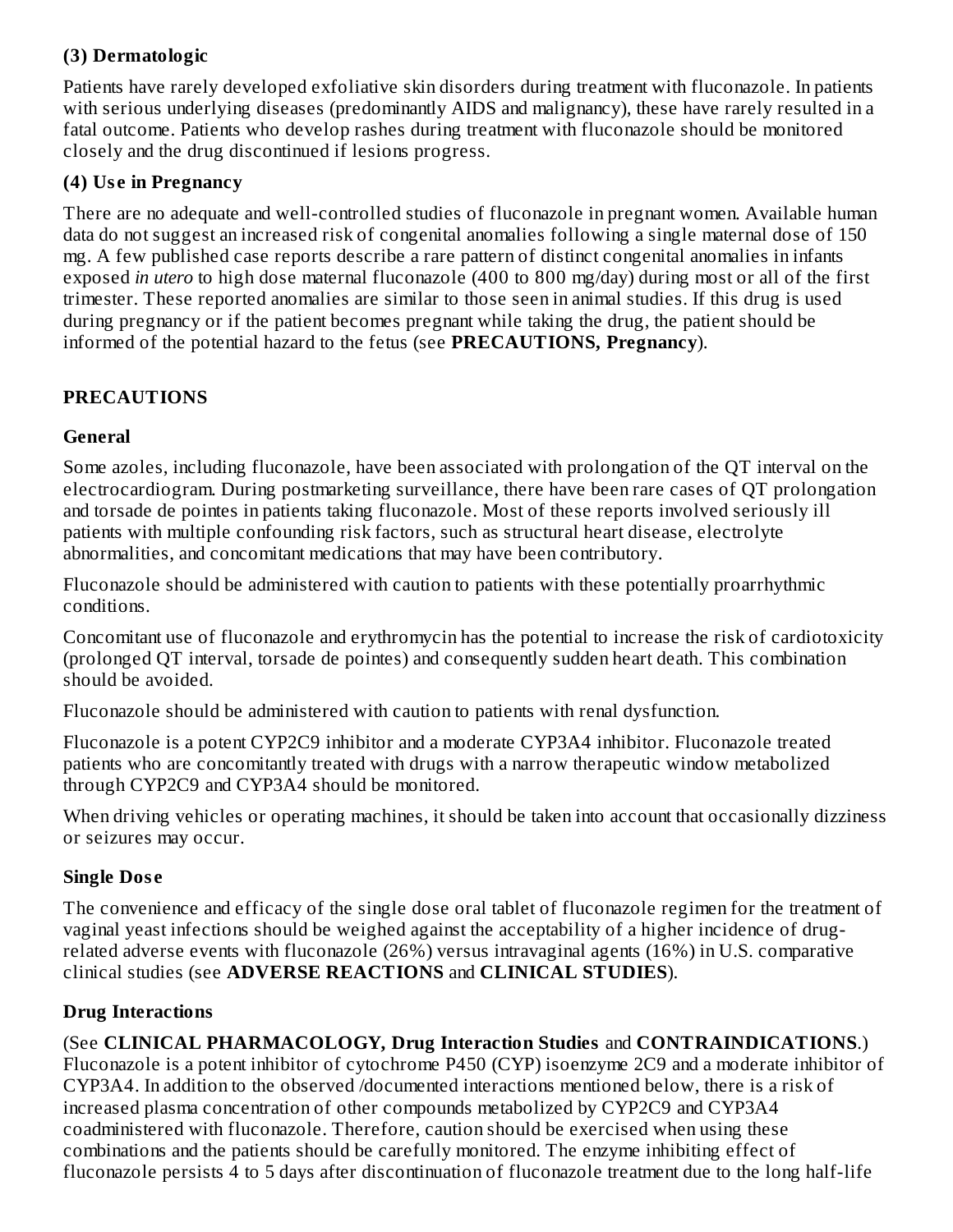**(3) Dermatologic**

Patients have rarely developed exfoliative skin disorders during treatment with fluconazole. In patients with serious underlying diseases (predominantly AIDS and malignancy), these have rarely resulted in a fatal outcome. Patients who develop rashes during treatment with fluconazole should be monitored closely and the drug discontinued if lesions progress.

**(4) Use in Pregnancy**

There are no adequate and well-controlled studies of fluconazole in pregnant women. Available human data do not suggest an increased risk of congenital anomalies following a single maternal dose of 150 mg. A few published case reports describe a rare pattern of distinct congenital anomalies in infants exposed *in utero* to high dose maternal fluconazole (400 to 800 mg/day) during most or all of the first trimester. These reported anomalies are similar to those seen in animal studies. If this drug is used during pregnancy or if the patient becomes pregnant while taking the drug, the patient should be informed of the potential hazard to the fetus (see **PRECAUTIONS, Pregnancy**).

## PRECAUTIONS

### General

Some azoles, including fluconazole, have been associated with prolongation of the QT interval on the electrocardiogram. During postmarketing surveillance, there have been rare cases of QT prolongation and torsade de pointes in patients taking fluconazole. Most of these reports involved seriously ill patients with multiple confounding risk factors, such as structural heart disease, electrolyte abnormalities, and concomitant medications that may have been contributory.

Fluconazole should be administered with caution to patients with these potentially proarrhythmic conditions.

Concomitant use of fluconazole and erythromycin has the potential to increase the risk of cardiotoxicity (prolonged QT interval, torsade de pointes) and consequently sudden heart death. This combination should be avoided.

Fluconazole should be administered with caution to patients with renal dysfunction.

Fluconazole is a potent CYP2C9 inhibitor and a moderate CYP3A4 inhibitor. Fluconazole treated patients who are concomitantly treated with drugs with a narrow therapeutic window metabolized through CYP2C9 and CYP3A4 should be monitored.

When driving vehicles or operating machines, it should be taken into account that occasionally dizziness or seizures may occur.

### Single Dose

The convenience and efficacy of the single dose oral tablet of fluconazole regimen for the treatment of vaginal yeast infections should be weighed against the acceptability of a higher incidence of drug-related adverse events with fluconazole (26%) versus intravaginal agents (16%) in U.S. comparative clinical studies (see **ADVERSE REACTIONS** and **CLINICAL STUDIES**).

### Drug Interactions

(See **CLINICAL PHARMACOLOGY, Drug Interaction Studies** and **CONTRAINDICATIONS**.) Fluconazole is a potent inhibitor of cytochrome P450 (CYP) isoenzyme 2C9 and a moderate inhibitor of CYP3A4. In addition to the observed /documented interactions mentioned below, there is a risk of increased plasma concentration of other compounds metabolized by CYP2C9 and CYP3A4 coadministered with fluconazole. Therefore, caution should be exercised when using these combinations and the patients should be carefully monitored. The enzyme inhibiting effect of fluconazole persists 4 to 5 days after discontinuation of fluconazole treatment due to the long half-life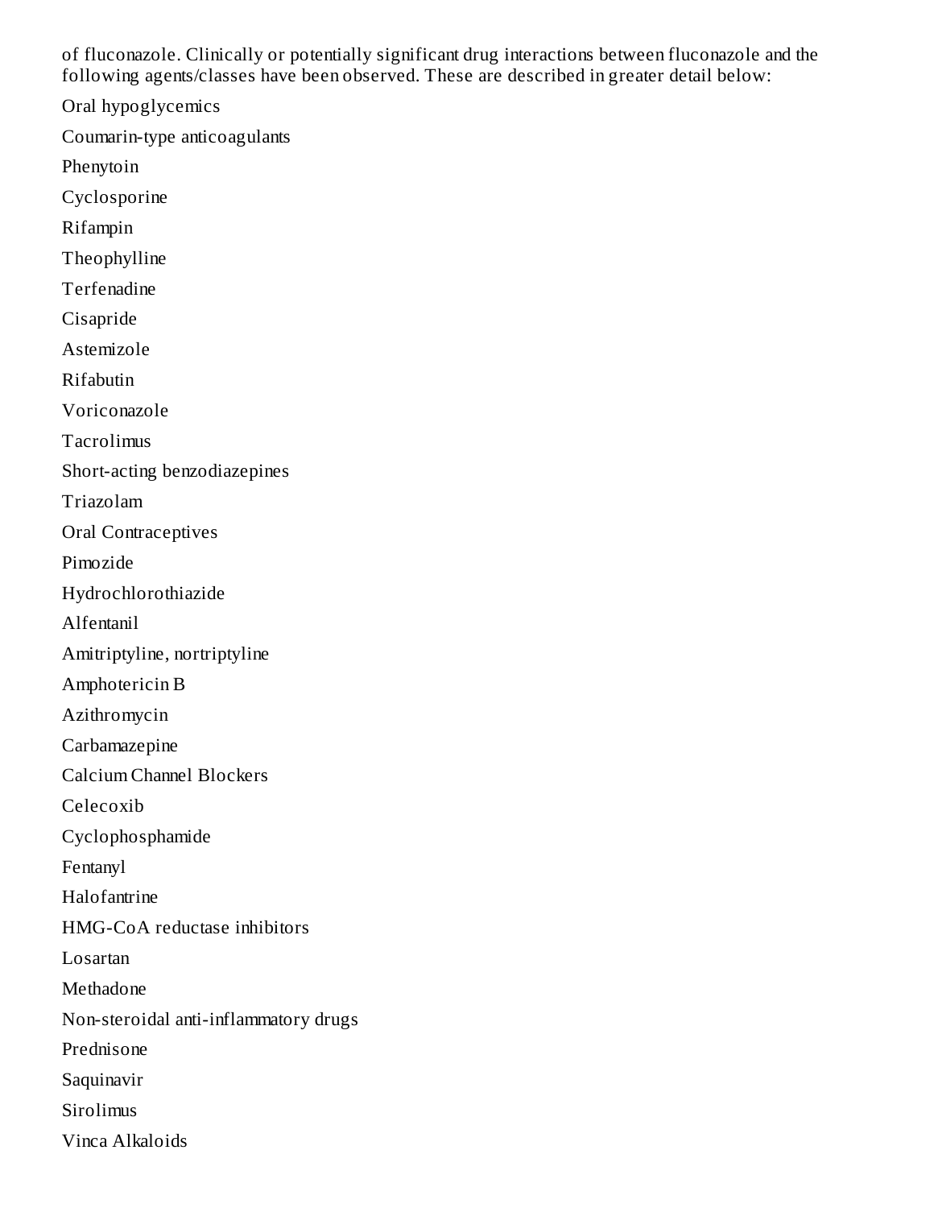of fluconazole. Clinically or potentially significant drug interactions between fluconazole and the following agents/classes have been observed. These are described in greater detail below:

Oral hypoglycemics

Coumarin-type anticoagulants

Phenytoin

Cyclosporine

Rifampin

Theophylline

Terfenadine

Cisapride

Astemizole

Rifabutin

Voriconazole

Tacrolimus

Short-acting benzodiazepines

Triazolam

Oral Contraceptives

Pimozide

Hydrochlorothiazide

Alfentanil

Amitriptyline, nortriptyline

Amphotericin B

Azithromycin

Carbamazepine

Calcium Channel Blockers

Celecoxib

Cyclophosphamide

Fentanyl

Halofantrine

HMG-CoA reductase inhibitors

Losartan

Methadone

Non-steroidal anti-inflammatory drugs

Prednisone

Saquinavir

Sirolimus

Vinca Alkaloids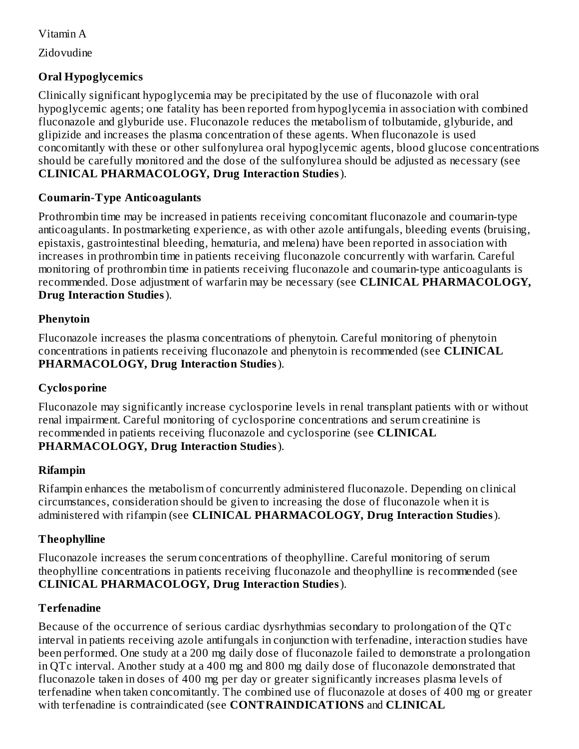Vitamin A

Zidovudine

**Oral Hypoglycemics**

Clinically significant hypoglycemia may be precipitated by the use of fluconazole with oral hypoglycemic agents; one fatality has been reported from hypoglycemia in association with combined fluconazole and glyburide use. Fluconazole reduces the metabolism of tolbutamide, glyburide, and glipizide and increases the plasma concentration of these agents. When fluconazole is used concomitantly with these or other sulfonylurea oral hypoglycemic agents, blood glucose concentrations should be carefully monitored and the dose of the sulfonylurea should be adjusted as necessary (see **CLINICAL PHARMACOLOGY, Drug Interaction Studies**).

**Coumarin-Type Anticoagulants**

Prothrombin time may be increased in patients receiving concomitant fluconazole and coumarin-type anticoagulants. In postmarketing experience, as with other azole antifungals, bleeding events (bruising, epistaxis, gastrointestinal bleeding, hematuria, and melena) have been reported in association with increases in prothrombin time in patients receiving fluconazole concurrently with warfarin. Careful monitoring of prothrombin time in patients receiving fluconazole and coumarin-type anticoagulants is recommended. Dose adjustment of warfarin may be necessary (see **CLINICAL PHARMACOLOGY, Drug Interaction Studies**).

**Phenytoin**

Fluconazole increases the plasma concentrations of phenytoin. Careful monitoring of phenytoin concentrations in patients receiving fluconazole and phenytoin is recommended (see **CLINICAL PHARMACOLOGY, Drug Interaction Studies**).

**Cyclosporine**

Fluconazole may significantly increase cyclosporine levels in renal transplant patients with or without renal impairment. Careful monitoring of cyclosporine concentrations and serum creatinine is recommended in patients receiving fluconazole and cyclosporine (see **CLINICAL PHARMACOLOGY, Drug Interaction Studies**).

**Rifampin**

Rifampin enhances the metabolism of concurrently administered fluconazole. Depending on clinical circumstances, consideration should be given to increasing the dose of fluconazole when it is administered with rifampin (see **CLINICAL PHARMACOLOGY, Drug Interaction Studies**).

**Theophylline**

Fluconazole increases the serum concentrations of theophylline. Careful monitoring of serum theophylline concentrations in patients receiving fluconazole and theophylline is recommended (see **CLINICAL PHARMACOLOGY, Drug Interaction Studies**).

**Terfenadine**

Because of the occurrence of serious cardiac dysrhythmias secondary to prolongation of the QTc interval in patients receiving azole antifungals in conjunction with terfenadine, interaction studies have been performed. One study at a 200 mg daily dose of fluconazole failed to demonstrate a prolongation in QTc interval. Another study at a 400 mg and 800 mg daily dose of fluconazole demonstrated that fluconazole taken in doses of 400 mg per day or greater significantly increases plasma levels of terfenadine when taken concomitantly. The combined use of fluconazole at doses of 400 mg or greater with terfenadine is contraindicated (see **CONTRAINDICATIONS** and **CLINICAL**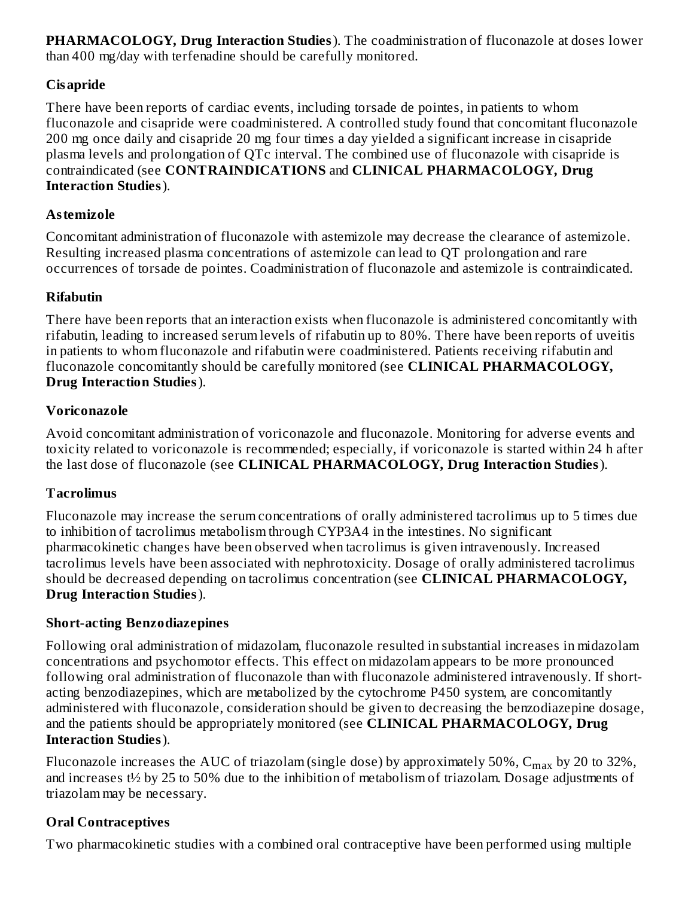**PHARMACOLOGY, Drug Interaction Studies**). The coadministration of fluconazole at doses lower than 400 mg/day with terfenadine should be carefully monitored.

### Cisapride

There have been reports of cardiac events, including torsade de pointes, in patients to whom fluconazole and cisapride were coadministered. A controlled study found that concomitant fluconazole 200 mg once daily and cisapride 20 mg four times a day yielded a significant increase in cisapride plasma levels and prolongation of QTc interval. The combined use of fluconazole with cisapride is contraindicated (see **CONTRAINDICATIONS** and **CLINICAL PHARMACOLOGY, Drug Interaction Studies**).

### Astemizole

Concomitant administration of fluconazole with astemizole may decrease the clearance of astemizole. Resulting increased plasma concentrations of astemizole can lead to QT prolongation and rare occurrences of torsade de pointes. Coadministration of fluconazole and astemizole is contraindicated.

### Rifabutin

There have been reports that an interaction exists when fluconazole is administered concomitantly with rifabutin, leading to increased serum levels of rifabutin up to 80%. There have been reports of uveitis in patients to whom fluconazole and rifabutin were coadministered. Patients receiving rifabutin and fluconazole concomitantly should be carefully monitored (see **CLINICAL PHARMACOLOGY, Drug Interaction Studies**).

### Voriconazole

Avoid concomitant administration of voriconazole and fluconazole. Monitoring for adverse events and toxicity related to voriconazole is recommended; especially, if voriconazole is started within 24 h after the last dose of fluconazole (see **CLINICAL PHARMACOLOGY, Drug Interaction Studies**).

### Tacrolimus

Fluconazole may increase the serum concentrations of orally administered tacrolimus up to 5 times due to inhibition of tacrolimus metabolism through CYP3A4 in the intestines. No significant pharmacokinetic changes have been observed when tacrolimus is given intravenously. Increased tacrolimus levels have been associated with nephrotoxicity. Dosage of orally administered tacrolimus should be decreased depending on tacrolimus concentration (see **CLINICAL PHARMACOLOGY, Drug Interaction Studies**).

### Short-acting Benzodiazepines

Following oral administration of midazolam, fluconazole resulted in substantial increases in midazolam concentrations and psychomotor effects. This effect on midazolam appears to be more pronounced following oral administration of fluconazole than with fluconazole administered intravenously. If short-acting benzodiazepines, which are metabolized by the cytochrome P450 system, are concomitantly administered with fluconazole, consideration should be given to decreasing the benzodiazepine dosage, and the patients should be appropriately monitored (see **CLINICAL PHARMACOLOGY, Drug Interaction Studies**).

Fluconazole increases the AUC of triazolam (single dose) by approximately 50%, $C_{max}$ by 20 to 32%, and increases t½ by 25 to 50% due to the inhibition of metabolism of triazolam. Dosage adjustments of triazolam may be necessary.

### Oral Contraceptives

Two pharmacokinetic studies with a combined oral contraceptive have been performed using multiple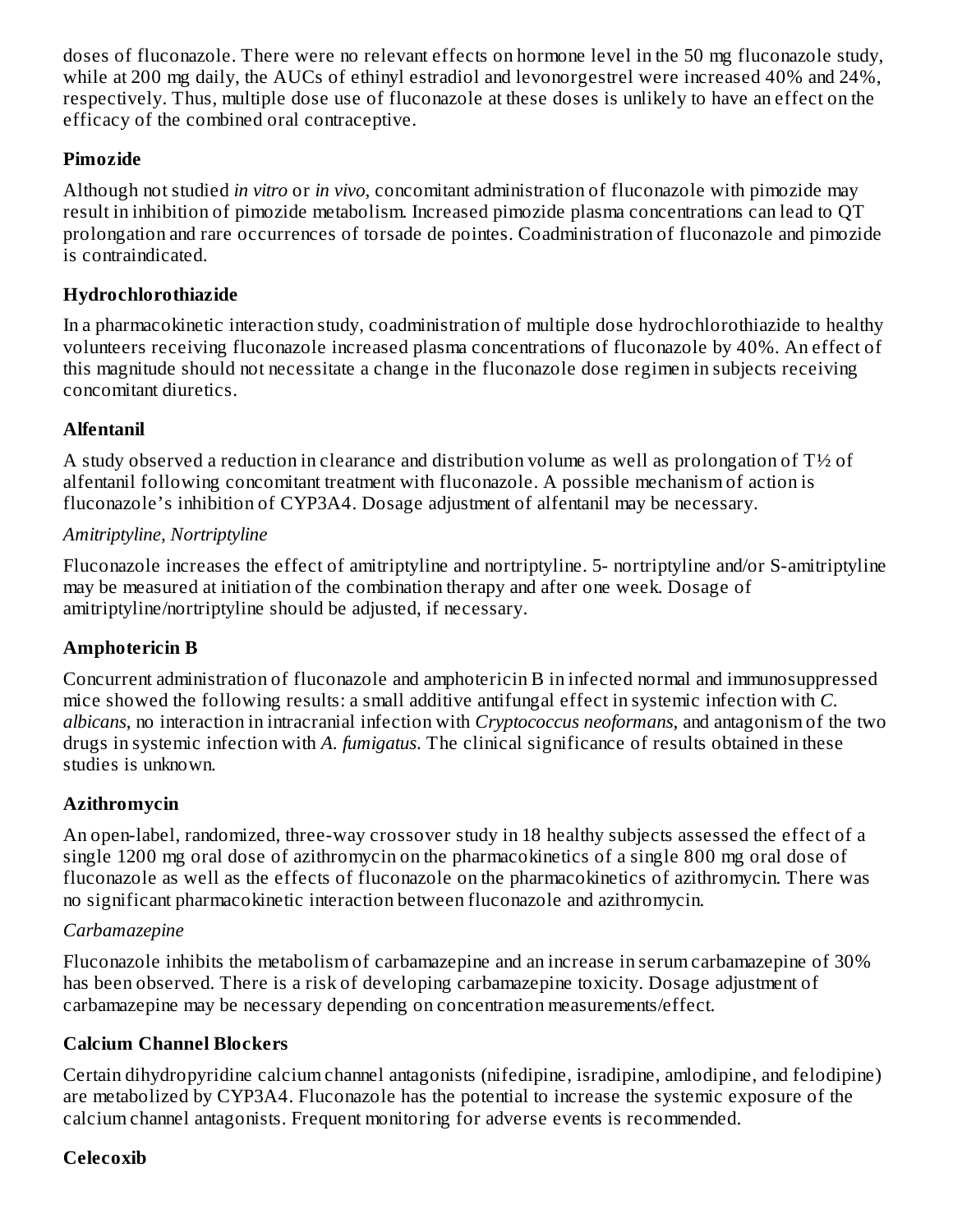doses of fluconazole. There were no relevant effects on hormone level in the 50 mg fluconazole study, while at 200 mg daily, the AUCs of ethinyl estradiol and levonorgestrel were increased 40% and 24%, respectively. Thus, multiple dose use of fluconazole at these doses is unlikely to have an effect on the efficacy of the combined oral contraceptive.

**Pimozide**

Although not studied *in vitro* or *in vivo*, concomitant administration of fluconazole with pimozide may result in inhibition of pimozide metabolism. Increased pimozide plasma concentrations can lead to QT prolongation and rare occurrences of torsade de pointes. Coadministration of fluconazole and pimozide is contraindicated.

**Hydrochlorothiazide**

In a pharmacokinetic interaction study, coadministration of multiple dose hydrochlorothiazide to healthy volunteers receiving fluconazole increased plasma concentrations of fluconazole by 40%. An effect of this magnitude should not necessitate a change in the fluconazole dose regimen in subjects receiving concomitant diuretics.

**Alfentanil**

A study observed a reduction in clearance and distribution volume as well as prolongation of T½ of alfentanil following concomitant treatment with fluconazole. A possible mechanism of action is fluconazole's inhibition of CYP3A4. Dosage adjustment of alfentanil may be necessary.

*Amitriptyline, Nortriptyline*

Fluconazole increases the effect of amitriptyline and nortriptyline. 5- nortriptyline and/or S-amitriptyline may be measured at initiation of the combination therapy and after one week. Dosage of amitriptyline/nortriptyline should be adjusted, if necessary.

**Amphotericin B**

Concurrent administration of fluconazole and amphotericin B in infected normal and immunosuppressed mice showed the following results: a small additive antifungal effect in systemic infection with *C. albicans*, no interaction in intracranial infection with *Cryptococcus neoformans*, and antagonism of the two drugs in systemic infection with *A. fumigatus*. The clinical significance of results obtained in these studies is unknown.

**Azithromycin**

An open-label, randomized, three-way crossover study in 18 healthy subjects assessed the effect of a single 1200 mg oral dose of azithromycin on the pharmacokinetics of a single 800 mg oral dose of fluconazole as well as the effects of fluconazole on the pharmacokinetics of azithromycin. There was no significant pharmacokinetic interaction between fluconazole and azithromycin.

*Carbamazepine*

Fluconazole inhibits the metabolism of carbamazepine and an increase in serum carbamazepine of 30% has been observed. There is a risk of developing carbamazepine toxicity. Dosage adjustment of carbamazepine may be necessary depending on concentration measurements/effect.

**Calcium Channel Blockers**

Certain dihydropyridine calcium channel antagonists (nifedipine, isradipine, amlodipine, and felodipine) are metabolized by CYP3A4. Fluconazole has the potential to increase the systemic exposure of the calcium channel antagonists. Frequent monitoring for adverse events is recommended.

**Celecoxib**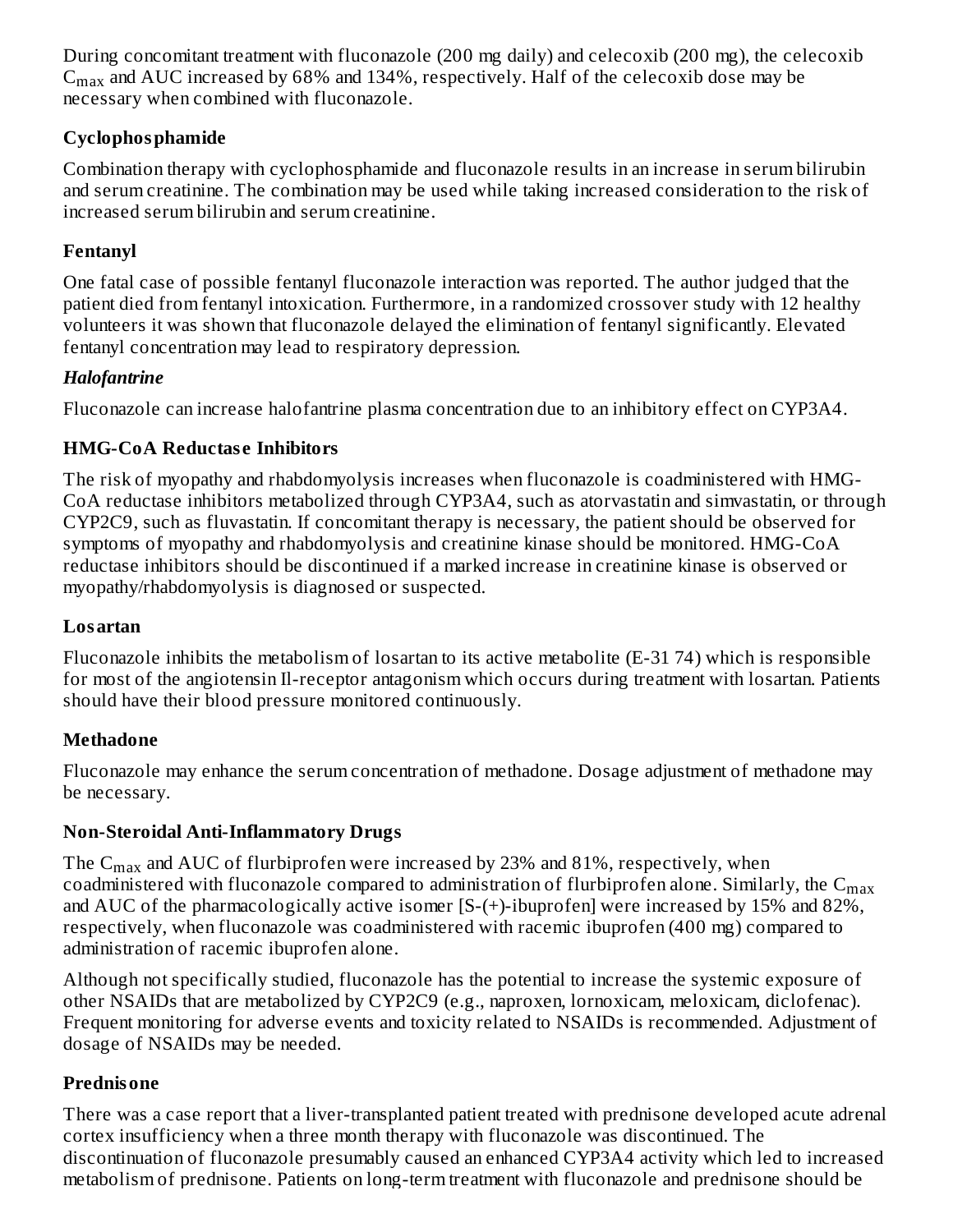During concomitant treatment with fluconazole (200 mg daily) and celecoxib (200 mg), the celecoxib $C_{max}$ and AUC increased by 68% and 134%, respectively. Half of the celecoxib dose may be necessary when combined with fluconazole.

### Cyclophosphamide

Combination therapy with cyclophosphamide and fluconazole results in an increase in serum bilirubin and serum creatinine. The combination may be used while taking increased consideration to the risk of increased serum bilirubin and serum creatinine.

### Fentanyl

One fatal case of possible fentanyl fluconazole interaction was reported. The author judged that the patient died from fentanyl intoxication. Furthermore, in a randomized crossover study with 12 healthy volunteers it was shown that fluconazole delayed the elimination of fentanyl significantly. Elevated fentanyl concentration may lead to respiratory depression.

### *Halofantrine*

Fluconazole can increase halofantrine plasma concentration due to an inhibitory effect on CYP3A4.

### HMG-CoA Reductase Inhibitors

The risk of myopathy and rhabdomyolysis increases when fluconazole is coadministered with HMG-CoA reductase inhibitors metabolized through CYP3A4, such as atorvastatin and simvastatin, or through CYP2C9, such as fluvastatin. If concomitant therapy is necessary, the patient should be observed for symptoms of myopathy and rhabdomyolysis and creatinine kinase should be monitored. HMG-CoA reductase inhibitors should be discontinued if a marked increase in creatinine kinase is observed or myopathy/rhabdomyolysis is diagnosed or suspected.

### Losartan

Fluconazole inhibits the metabolism of losartan to its active metabolite (E-31 74) which is responsible for most of the angiotensin Il-receptor antagonism which occurs during treatment with losartan. Patients should have their blood pressure monitored continuously.

### Methadone

Fluconazole may enhance the serum concentration of methadone. Dosage adjustment of methadone may be necessary.

### Non-Steroidal Anti-Inflammatory Drugs

The $C_{max}$ and AUC of flurbiprofen were increased by 23% and 81%, respectively, when coadministered with fluconazole compared to administration of flurbiprofen alone. Similarly, the $C_{max}$ and AUC of the pharmacologically active isomer [S-(+)-ibuprofen] were increased by 15% and 82%, respectively, when fluconazole was coadministered with racemic ibuprofen (400 mg) compared to administration of racemic ibuprofen alone.

Although not specifically studied, fluconazole has the potential to increase the systemic exposure of other NSAIDs that are metabolized by CYP2C9 (e.g., naproxen, lornoxicam, meloxicam, diclofenac). Frequent monitoring for adverse events and toxicity related to NSAIDs is recommended. Adjustment of dosage of NSAIDs may be needed.

### Prednisone

There was a case report that a liver-transplanted patient treated with prednisone developed acute adrenal cortex insufficiency when a three month therapy with fluconazole was discontinued. The discontinuation of fluconazole presumably caused an enhanced CYP3A4 activity which led to increased metabolism of prednisone. Patients on long-term treatment with fluconazole and prednisone should be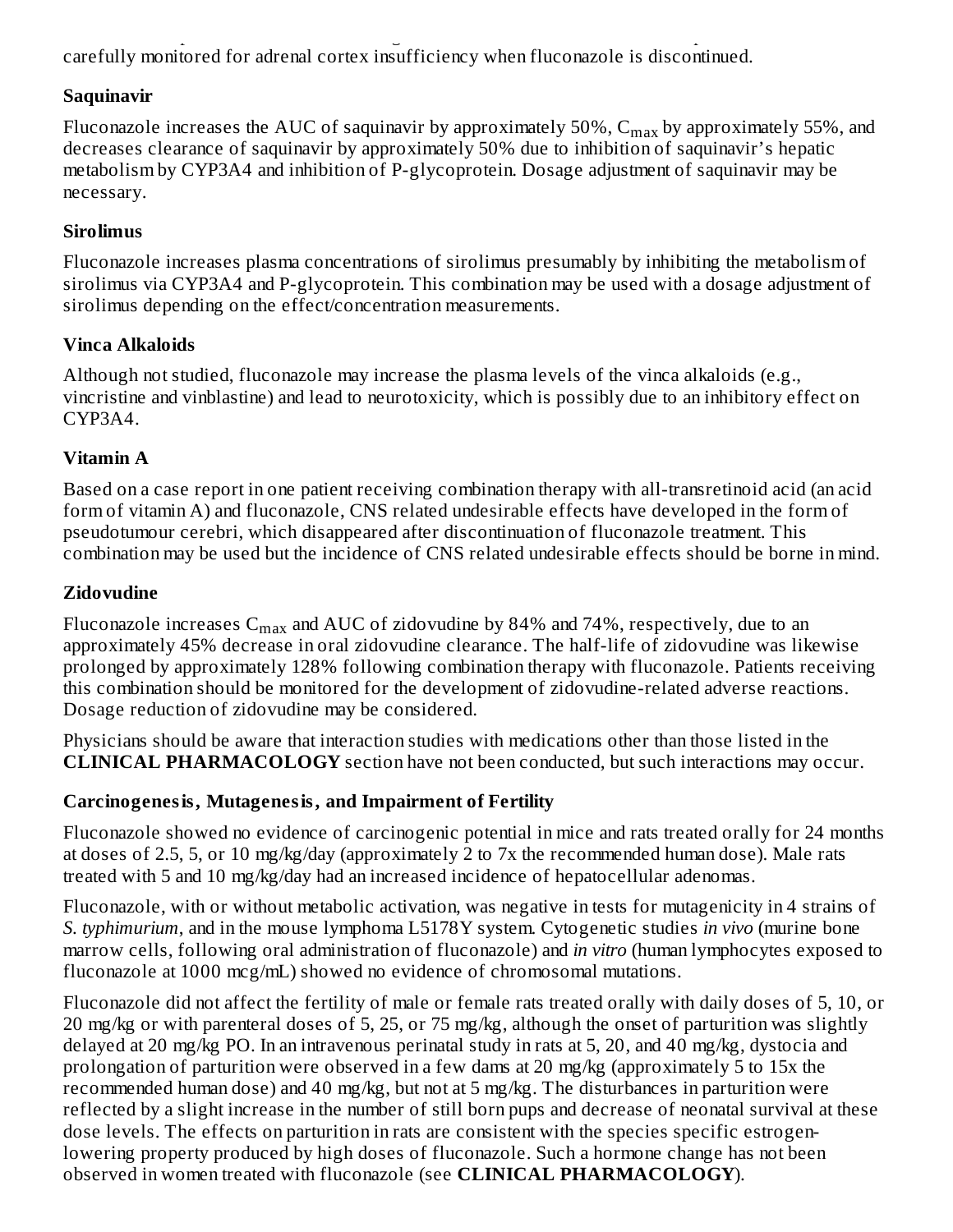carefully monitored for adrenal cortex insufficiency when fluconazole is discontinued.

**Saquinavir**

Fluconazole increases the AUC of saquinavir by approximately 50%, $C_{max}$ by approximately 55%, and decreases clearance of saquinavir by approximately 50% due to inhibition of saquinavir's hepatic metabolism by CYP3A4 and inhibition of P-glycoprotein. Dosage adjustment of saquinavir may be necessary.

**Sirolimus**

Fluconazole increases plasma concentrations of sirolimus presumably by inhibiting the metabolism of sirolimus via CYP3A4 and P-glycoprotein. This combination may be used with a dosage adjustment of sirolimus depending on the effect/concentration measurements.

**Vinca Alkaloids**

Although not studied, fluconazole may increase the plasma levels of the vinca alkaloids (e.g., vincristine and vinblastine) and lead to neurotoxicity, which is possibly due to an inhibitory effect on CYP3A4.

**Vitamin A**

Based on a case report in one patient receiving combination therapy with all-transretinoid acid (an acid form of vitamin A) and fluconazole, CNS related undesirable effects have developed in the form of pseudotumour cerebri, which disappeared after discontinuation of fluconazole treatment. This combination may be used but the incidence of CNS related undesirable effects should be borne in mind.

**Zidovudine**

Fluconazole increases $C_{max}$ and AUC of zidovudine by 84% and 74%, respectively, due to an approximately 45% decrease in oral zidovudine clearance. The half-life of zidovudine was likewise prolonged by approximately 128% following combination therapy with fluconazole. Patients receiving this combination should be monitored for the development of zidovudine-related adverse reactions. Dosage reduction of zidovudine may be considered.

Physicians should be aware that interaction studies with medications other than those listed in the **CLINICAL PHARMACOLOGY** section have not been conducted, but such interactions may occur.

**Carcinogenesis, Mutagenesis, and Impairment of Fertility**

Fluconazole showed no evidence of carcinogenic potential in mice and rats treated orally for 24 months at doses of 2.5, 5, or 10 mg/kg/day (approximately 2 to 7x the recommended human dose). Male rats treated with 5 and 10 mg/kg/day had an increased incidence of hepatocellular adenomas.

Fluconazole, with or without metabolic activation, was negative in tests for mutagenicity in 4 strains of *S. typhimurium*, and in the mouse lymphoma L5178Y system. Cytogenetic studies *in vivo* (murine bone marrow cells, following oral administration of fluconazole) and *in vitro* (human lymphocytes exposed to fluconazole at 1000 mcg/mL) showed no evidence of chromosomal mutations.

Fluconazole did not affect the fertility of male or female rats treated orally with daily doses of 5, 10, or 20 mg/kg or with parenteral doses of 5, 25, or 75 mg/kg, although the onset of parturition was slightly delayed at 20 mg/kg PO. In an intravenous perinatal study in rats at 5, 20, and 40 mg/kg, dystocia and prolongation of parturition were observed in a few dams at 20 mg/kg (approximately 5 to 15x the recommended human dose) and 40 mg/kg, but not at 5 mg/kg. The disturbances in parturition were reflected by a slight increase in the number of still born pups and decrease of neonatal survival at these dose levels. The effects on parturition in rats are consistent with the species specific estrogen-lowering property produced by high doses of fluconazole. Such a hormone change has not been observed in women treated with fluconazole (see **CLINICAL PHARMACOLOGY**).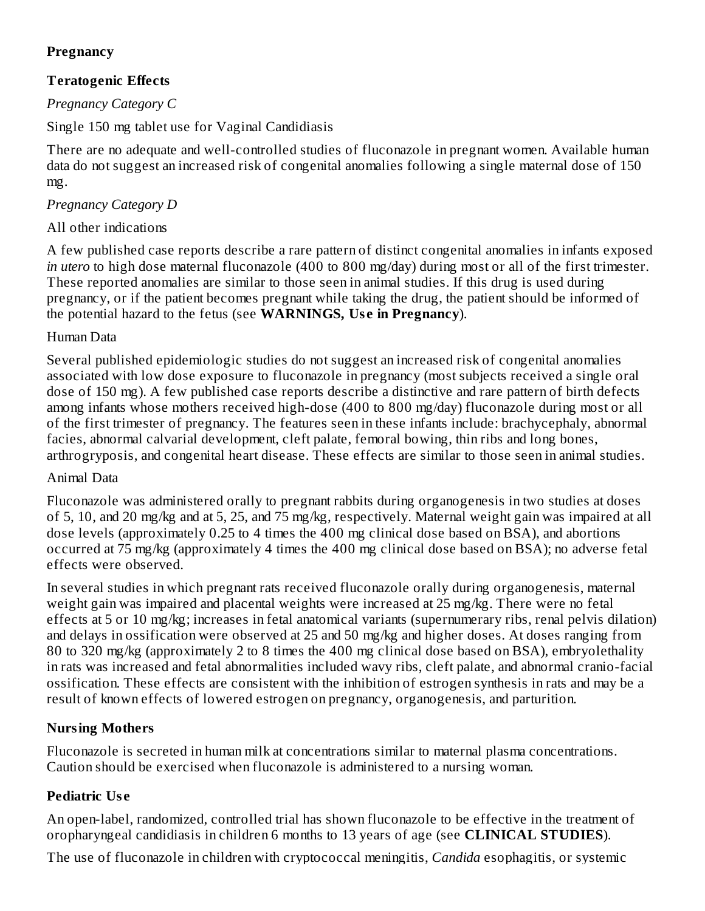## Pregnancy

### Teratogenic Effects

*Pregnancy Category C*

Single 150 mg tablet use for Vaginal Candidiasis

There are no adequate and well-controlled studies of fluconazole in pregnant women. Available human data do not suggest an increased risk of congenital anomalies following a single maternal dose of 150 mg.

*Pregnancy Category D*

All other indications

A few published case reports describe a rare pattern of distinct congenital anomalies in infants exposed *in utero* to high dose maternal fluconazole (400 to 800 mg/day) during most or all of the first trimester. These reported anomalies are similar to those seen in animal studies. If this drug is used during pregnancy, or if the patient becomes pregnant while taking the drug, the patient should be informed of the potential hazard to the fetus (see **WARNINGS, Use in Pregnancy**).

Human Data

Several published epidemiologic studies do not suggest an increased risk of congenital anomalies associated with low dose exposure to fluconazole in pregnancy (most subjects received a single oral dose of 150 mg). A few published case reports describe a distinctive and rare pattern of birth defects among infants whose mothers received high-dose (400 to 800 mg/day) fluconazole during most or all of the first trimester of pregnancy. The features seen in these infants include: brachycephaly, abnormal facies, abnormal calvarial development, cleft palate, femoral bowing, thin ribs and long bones, arthrogryposis, and congenital heart disease. These effects are similar to those seen in animal studies.

Animal Data

Fluconazole was administered orally to pregnant rabbits during organogenesis in two studies at doses of 5, 10, and 20 mg/kg and at 5, 25, and 75 mg/kg, respectively. Maternal weight gain was impaired at all dose levels (approximately 0.25 to 4 times the 400 mg clinical dose based on BSA), and abortions occurred at 75 mg/kg (approximately 4 times the 400 mg clinical dose based on BSA); no adverse fetal effects were observed.

In several studies in which pregnant rats received fluconazole orally during organogenesis, maternal weight gain was impaired and placental weights were increased at 25 mg/kg. There were no fetal effects at 5 or 10 mg/kg; increases in fetal anatomical variants (supernumerary ribs, renal pelvis dilation) and delays in ossification were observed at 25 and 50 mg/kg and higher doses. At doses ranging from 80 to 320 mg/kg (approximately 2 to 8 times the 400 mg clinical dose based on BSA), embryolethality in rats was increased and fetal abnormalities included wavy ribs, cleft palate, and abnormal cranio-facial ossification. These effects are consistent with the inhibition of estrogen synthesis in rats and may be a result of known effects of lowered estrogen on pregnancy, organogenesis, and parturition.

## Nursing Mothers

Fluconazole is secreted in human milk at concentrations similar to maternal plasma concentrations. Caution should be exercised when fluconazole is administered to a nursing woman.

## Pediatric Use

An open-label, randomized, controlled trial has shown fluconazole to be effective in the treatment of oropharyngeal candidiasis in children 6 months to 13 years of age (see **CLINICAL STUDIES**).

The use of fluconazole in children with cryptococcal meningitis, *Candida* esophagitis, or systemic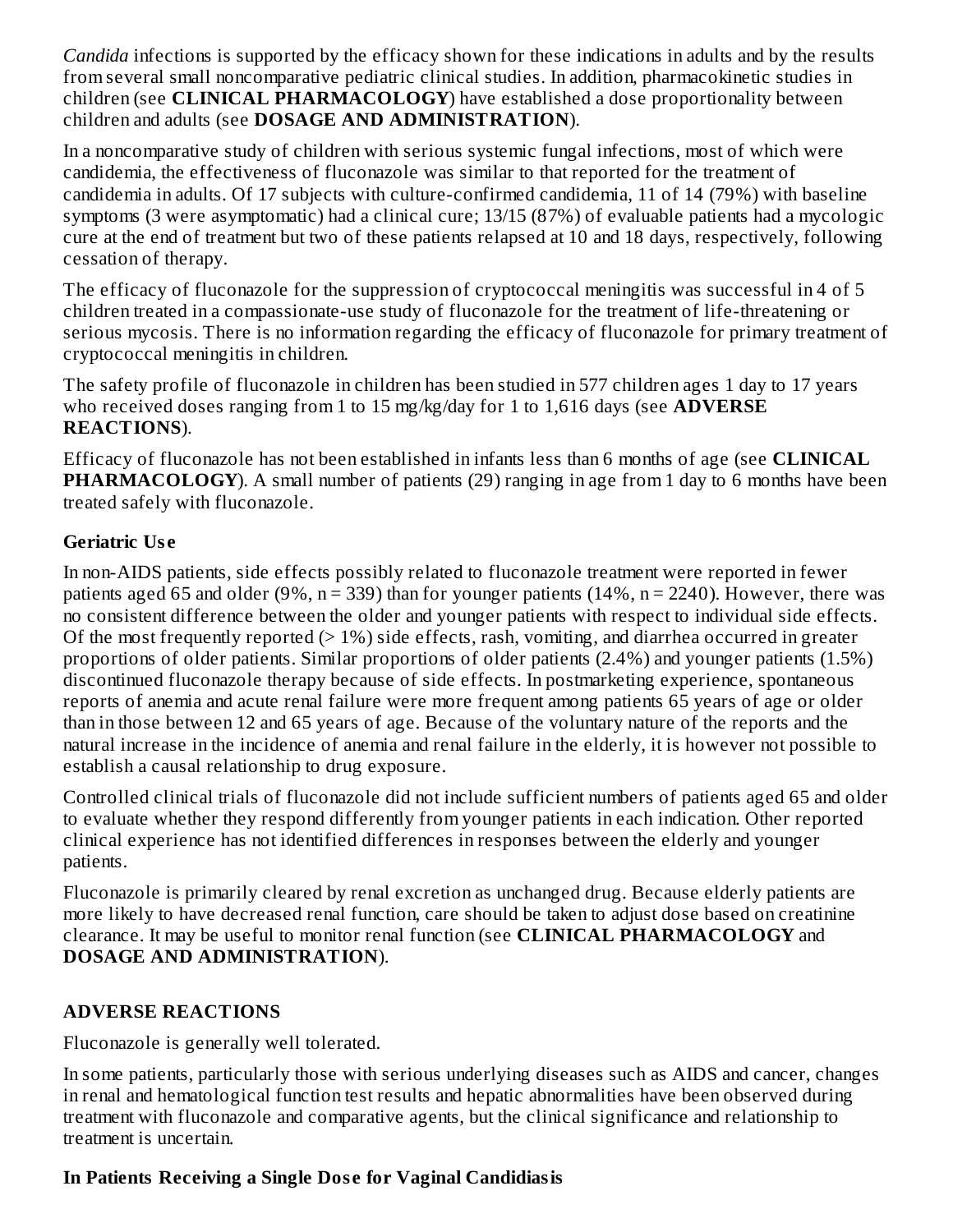*Candida* infections is supported by the efficacy shown for these indications in adults and by the results from several small noncomparative pediatric clinical studies. In addition, pharmacokinetic studies in children (see **CLINICAL PHARMACOLOGY**) have established a dose proportionality between children and adults (see **DOSAGE AND ADMINISTRATION**).

In a noncomparative study of children with serious systemic fungal infections, most of which were candidemia, the effectiveness of fluconazole was similar to that reported for the treatment of candidemia in adults. Of 17 subjects with culture-confirmed candidemia, 11 of 14 (79%) with baseline symptoms (3 were asymptomatic) had a clinical cure; 13/15 (87%) of evaluable patients had a mycologic cure at the end of treatment but two of these patients relapsed at 10 and 18 days, respectively, following cessation of therapy.

The efficacy of fluconazole for the suppression of cryptococcal meningitis was successful in 4 of 5 children treated in a compassionate-use study of fluconazole for the treatment of life-threatening or serious mycosis. There is no information regarding the efficacy of fluconazole for primary treatment of cryptococcal meningitis in children.

The safety profile of fluconazole in children has been studied in 577 children ages 1 day to 17 years who received doses ranging from 1 to 15 mg/kg/day for 1 to 1,616 days (see **ADVERSE REACTIONS**).

Efficacy of fluconazole has not been established in infants less than 6 months of age (see **CLINICAL PHARMACOLOGY**). A small number of patients (29) ranging in age from 1 day to 6 months have been treated safely with fluconazole.

### Geriatric Use

In non-AIDS patients, side effects possibly related to fluconazole treatment were reported in fewer patients aged 65 and older (9%, n = 339) than for younger patients (14%, n = 2240). However, there was no consistent difference between the older and younger patients with respect to individual side effects. Of the most frequently reported (> 1%) side effects, rash, vomiting, and diarrhea occurred in greater proportions of older patients. Similar proportions of older patients (2.4%) and younger patients (1.5%) discontinued fluconazole therapy because of side effects. In postmarketing experience, spontaneous reports of anemia and acute renal failure were more frequent among patients 65 years of age or older than in those between 12 and 65 years of age. Because of the voluntary nature of the reports and the natural increase in the incidence of anemia and renal failure in the elderly, it is however not possible to establish a causal relationship to drug exposure.

Controlled clinical trials of fluconazole did not include sufficient numbers of patients aged 65 and older to evaluate whether they respond differently from younger patients in each indication. Other reported clinical experience has not identified differences in responses between the elderly and younger patients.

Fluconazole is primarily cleared by renal excretion as unchanged drug. Because elderly patients are more likely to have decreased renal function, care should be taken to adjust dose based on creatinine clearance. It may be useful to monitor renal function (see **CLINICAL PHARMACOLOGY** and **DOSAGE AND ADMINISTRATION**).

## ADVERSE REACTIONS

Fluconazole is generally well tolerated.

In some patients, particularly those with serious underlying diseases such as AIDS and cancer, changes in renal and hematological function test results and hepatic abnormalities have been observed during treatment with fluconazole and comparative agents, but the clinical significance and relationship to treatment is uncertain.

### In Patients Receiving a Single Dose for Vaginal Candidiasis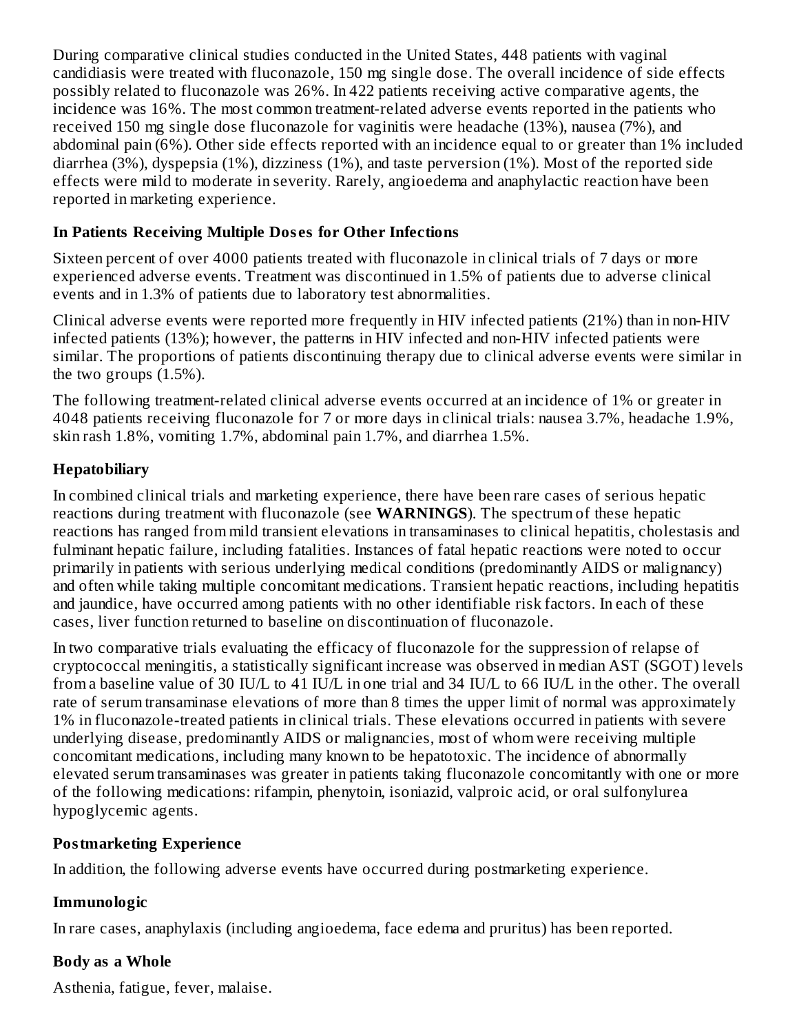During comparative clinical studies conducted in the United States, 448 patients with vaginal candidiasis were treated with fluconazole, 150 mg single dose. The overall incidence of side effects possibly related to fluconazole was 26%. In 422 patients receiving active comparative agents, the incidence was 16%. The most common treatment-related adverse events reported in the patients who received 150 mg single dose fluconazole for vaginitis were headache (13%), nausea (7%), and abdominal pain (6%). Other side effects reported with an incidence equal to or greater than 1% included diarrhea (3%), dyspepsia (1%), dizziness (1%), and taste perversion (1%). Most of the reported side effects were mild to moderate in severity. Rarely, angioedema and anaphylactic reaction have been reported in marketing experience.

**In Patients Receiving Multiple Doses for Other Infections**

Sixteen percent of over 4000 patients treated with fluconazole in clinical trials of 7 days or more experienced adverse events. Treatment was discontinued in 1.5% of patients due to adverse clinical events and in 1.3% of patients due to laboratory test abnormalities.

Clinical adverse events were reported more frequently in HIV infected patients (21%) than in non-HIV infected patients (13%); however, the patterns in HIV infected and non-HIV infected patients were similar. The proportions of patients discontinuing therapy due to clinical adverse events were similar in the two groups (1.5%).

The following treatment-related clinical adverse events occurred at an incidence of 1% or greater in 4048 patients receiving fluconazole for 7 or more days in clinical trials: nausea 3.7%, headache 1.9%, skin rash 1.8%, vomiting 1.7%, abdominal pain 1.7%, and diarrhea 1.5%.

**Hepatobiliary**

In combined clinical trials and marketing experience, there have been rare cases of serious hepatic reactions during treatment with fluconazole (see **WARNINGS**). The spectrum of these hepatic reactions has ranged from mild transient elevations in transaminases to clinical hepatitis, cholestasis and fulminant hepatic failure, including fatalities. Instances of fatal hepatic reactions were noted to occur primarily in patients with serious underlying medical conditions (predominantly AIDS or malignancy) and often while taking multiple concomitant medications. Transient hepatic reactions, including hepatitis and jaundice, have occurred among patients with no other identifiable risk factors. In each of these cases, liver function returned to baseline on discontinuation of fluconazole.

In two comparative trials evaluating the efficacy of fluconazole for the suppression of relapse of cryptococcal meningitis, a statistically significant increase was observed in median AST (SGOT) levels from a baseline value of 30 IU/L to 41 IU/L in one trial and 34 IU/L to 66 IU/L in the other. The overall rate of serum transaminase elevations of more than 8 times the upper limit of normal was approximately 1% in fluconazole-treated patients in clinical trials. These elevations occurred in patients with severe underlying disease, predominantly AIDS or malignancies, most of whom were receiving multiple concomitant medications, including many known to be hepatotoxic. The incidence of abnormally elevated serum transaminases was greater in patients taking fluconazole concomitantly with one or more of the following medications: rifampin, phenytoin, isoniazid, valproic acid, or oral sulfonylurea hypoglycemic agents.

**Postmarketing Experience**

In addition, the following adverse events have occurred during postmarketing experience.

**Immunologic**

In rare cases, anaphylaxis (including angioedema, face edema and pruritus) has been reported.

**Body as a Whole**

Asthenia, fatigue, fever, malaise.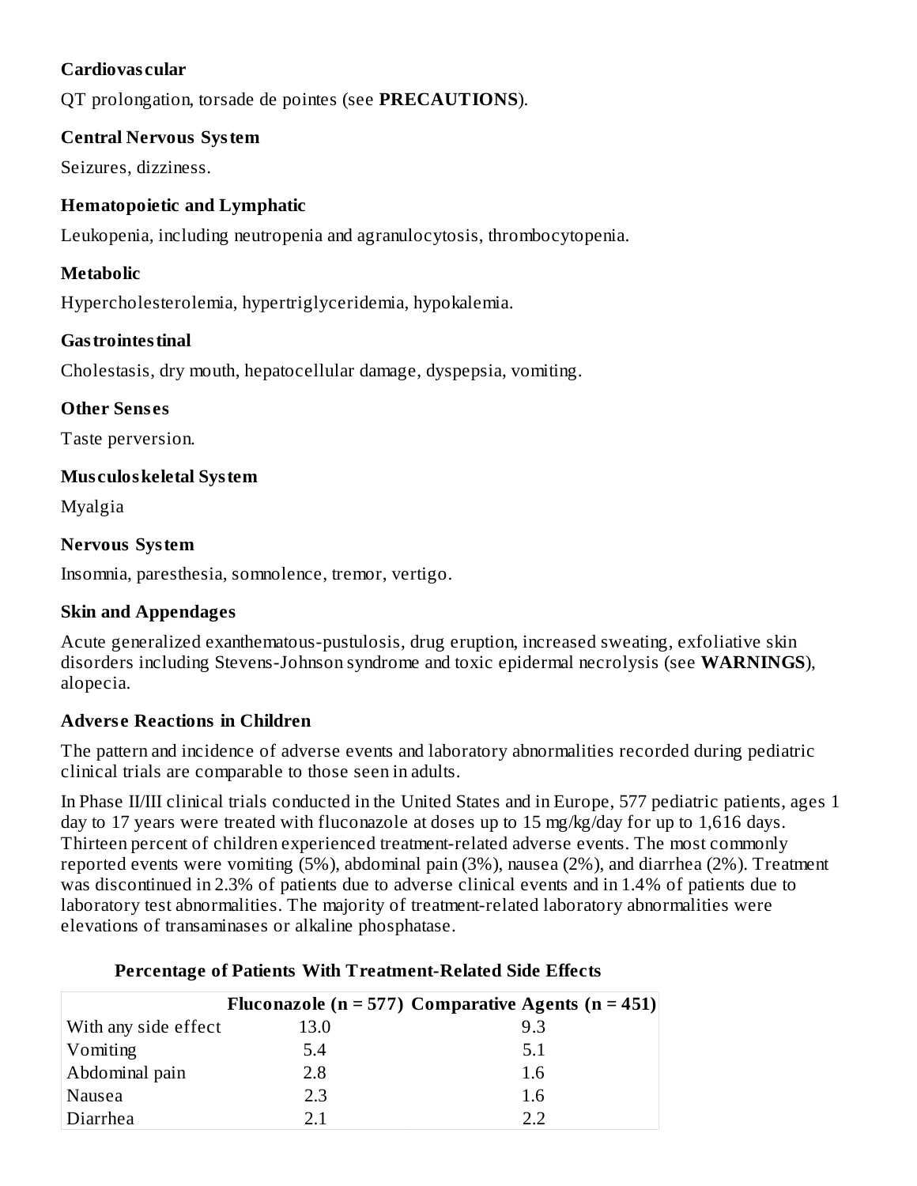**Cardiovascular**

QT prolongation, torsade de pointes (see **PRECAUTIONS**).

**Central Nervous System**

Seizures, dizziness.

**Hematopoietic and Lymphatic**

Leukopenia, including neutropenia and agranulocytosis, thrombocytopenia.

**Metabolic**

Hypercholesterolemia, hypertriglyceridemia, hypokalemia.

**Gastrointestinal**

Cholestasis, dry mouth, hepatocellular damage, dyspepsia, vomiting.

**Other Senses**

Taste perversion.

**Musculoskeletal System**

Myalgia

**Nervous System**

Insomnia, paresthesia, somnolence, tremor, vertigo.

**Skin and Appendages**

Acute generalized exanthematous-pustulosis, drug eruption, increased sweating, exfoliative skin disorders including Stevens-Johnson syndrome and toxic epidermal necrolysis (see **WARNINGS**), alopecia.

**Adverse Reactions in Children**

The pattern and incidence of adverse events and laboratory abnormalities recorded during pediatric clinical trials are comparable to those seen in adults.

In Phase II/III clinical trials conducted in the United States and in Europe, 577 pediatric patients, ages 1 day to 17 years were treated with fluconazole at doses up to 15 mg/kg/day for up to 1,616 days. Thirteen percent of children experienced treatment-related adverse events. The most commonly reported events were vomiting (5%), abdominal pain (3%), nausea (2%), and diarrhea (2%). Treatment was discontinued in 2.3% of patients due to adverse clinical events and in 1.4% of patients due to laboratory test abnormalities. The majority of treatment-related laboratory abnormalities were elevations of transaminases or alkaline phosphatase.

**Percentage of Patients With Treatment-Related Side Effects**

| | Fluconazole (n = 577) | Comparative Agents (n = 451) |
|---|---|---|
| With any side effect | 13.0 | 9.3 |
| Vomiting | 5.4 | 5.1 |
| Abdominal pain | 2.8 | 1.6 |
| Nausea | 2.3 | 1.6 |
| Diarrhea | 2.1 | 2.2 |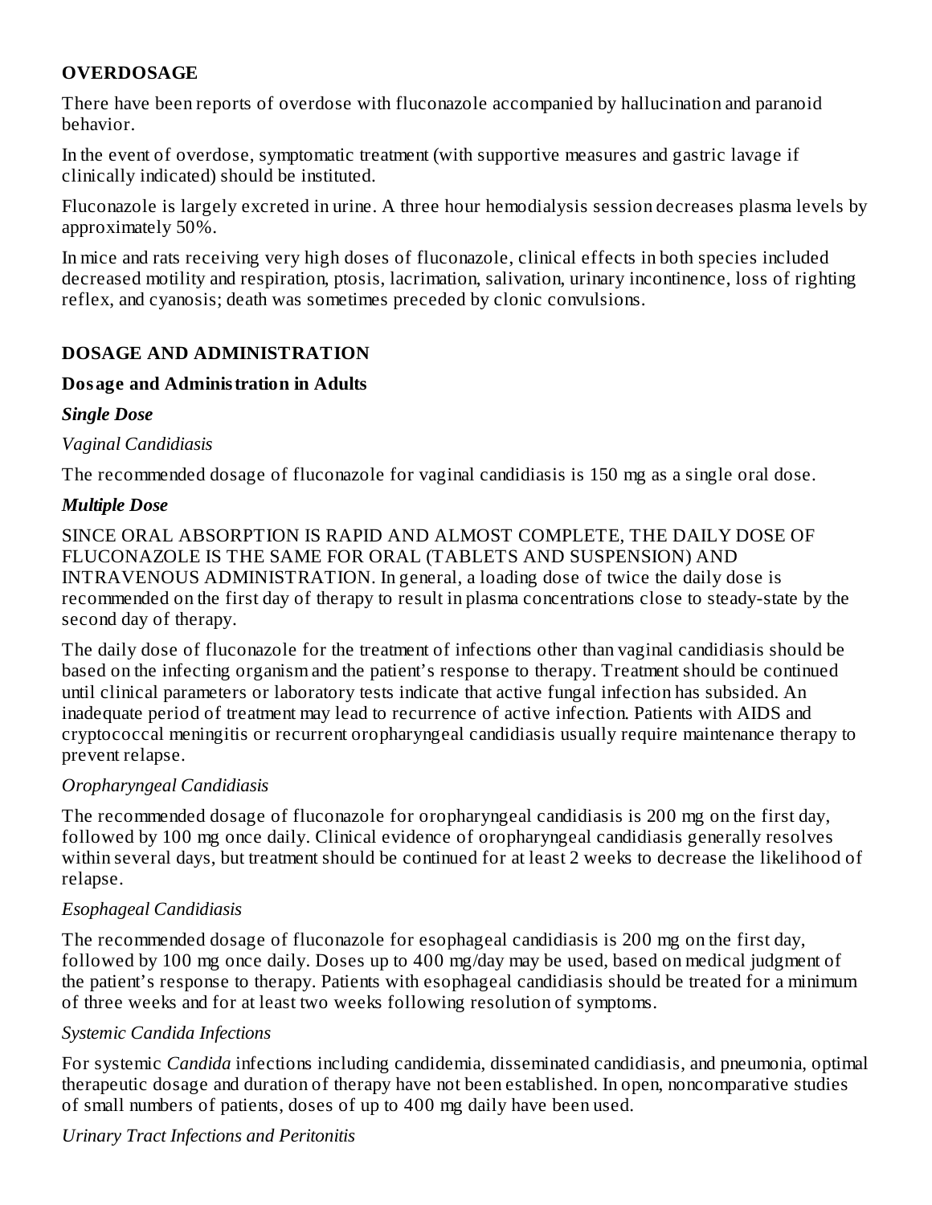## OVERDOSAGE

There have been reports of overdose with fluconazole accompanied by hallucination and paranoid behavior.

In the event of overdose, symptomatic treatment (with supportive measures and gastric lavage if clinically indicated) should be instituted.

Fluconazole is largely excreted in urine. A three hour hemodialysis session decreases plasma levels by approximately 50%.

In mice and rats receiving very high doses of fluconazole, clinical effects in both species included decreased motility and respiration, ptosis, lacrimation, salivation, urinary incontinence, loss of righting reflex, and cyanosis; death was sometimes preceded by clonic convulsions.

## DOSAGE AND ADMINISTRATION

### Dosage and Administration in Adults

***Single Dose***

*Vaginal Candidiasis*

The recommended dosage of fluconazole for vaginal candidiasis is 150 mg as a single oral dose.

***Multiple Dose***

SINCE ORAL ABSORPTION IS RAPID AND ALMOST COMPLETE, THE DAILY DOSE OF FLUCONAZOLE IS THE SAME FOR ORAL (TABLETS AND SUSPENSION) AND INTRAVENOUS ADMINISTRATION. In general, a loading dose of twice the daily dose is recommended on the first day of therapy to result in plasma concentrations close to steady-state by the second day of therapy.

The daily dose of fluconazole for the treatment of infections other than vaginal candidiasis should be based on the infecting organism and the patient's response to therapy. Treatment should be continued until clinical parameters or laboratory tests indicate that active fungal infection has subsided. An inadequate period of treatment may lead to recurrence of active infection. Patients with AIDS and cryptococcal meningitis or recurrent oropharyngeal candidiasis usually require maintenance therapy to prevent relapse.

*Oropharyngeal Candidiasis*

The recommended dosage of fluconazole for oropharyngeal candidiasis is 200 mg on the first day, followed by 100 mg once daily. Clinical evidence of oropharyngeal candidiasis generally resolves within several days, but treatment should be continued for at least 2 weeks to decrease the likelihood of relapse.

*Esophageal Candidiasis*

The recommended dosage of fluconazole for esophageal candidiasis is 200 mg on the first day, followed by 100 mg once daily. Doses up to 400 mg/day may be used, based on medical judgment of the patient's response to therapy. Patients with esophageal candidiasis should be treated for a minimum of three weeks and for at least two weeks following resolution of symptoms.

*Systemic Candida Infections*

For systemic *Candida* infections including candidemia, disseminated candidiasis, and pneumonia, optimal therapeutic dosage and duration of therapy have not been established. In open, noncomparative studies of small numbers of patients, doses of up to 400 mg daily have been used.

*Urinary Tract Infections and Peritonitis*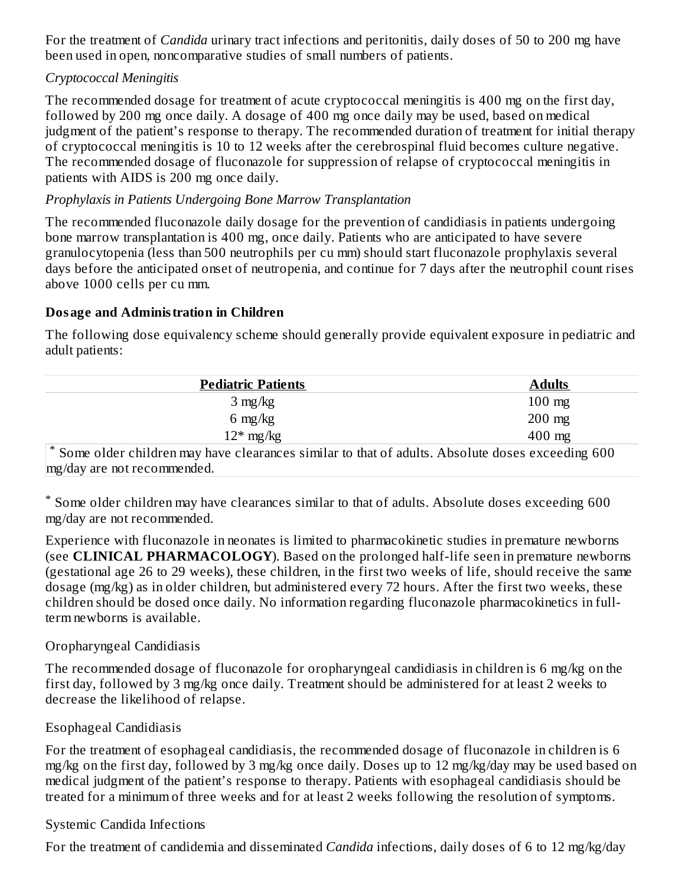For the treatment of *Candida* urinary tract infections and peritonitis, daily doses of 50 to 200 mg have been used in open, noncomparative studies of small numbers of patients.

*Cryptococcal Meningitis*

The recommended dosage for treatment of acute cryptococcal meningitis is 400 mg on the first day, followed by 200 mg once daily. A dosage of 400 mg once daily may be used, based on medical judgment of the patient's response to therapy. The recommended duration of treatment for initial therapy of cryptococcal meningitis is 10 to 12 weeks after the cerebrospinal fluid becomes culture negative. The recommended dosage of fluconazole for suppression of relapse of cryptococcal meningitis in patients with AIDS is 200 mg once daily.

*Prophylaxis in Patients Undergoing Bone Marrow Transplantation*

The recommended fluconazole daily dosage for the prevention of candidiasis in patients undergoing bone marrow transplantation is 400 mg, once daily. Patients who are anticipated to have severe granulocytopenia (less than 500 neutrophils per cu mm) should start fluconazole prophylaxis several days before the anticipated onset of neutropenia, and continue for 7 days after the neutrophil count rises above 1000 cells per cu mm.

**Dosage and Administration in Children**

The following dose equivalency scheme should generally provide equivalent exposure in pediatric and adult patients:

| Pediatric Patients | Adults |
|---|---|
| 3 mg/kg | 100 mg |
| 6 mg/kg | 200 mg |
| 12* mg/kg | 400 mg |

* Some older children may have clearances similar to that of adults. Absolute doses exceeding 600 mg/day are not recommended.

* Some older children may have clearances similar to that of adults. Absolute doses exceeding 600 mg/day are not recommended.

Experience with fluconazole in neonates is limited to pharmacokinetic studies in premature newborns (see **CLINICAL PHARMACOLOGY**). Based on the prolonged half-life seen in premature newborns (gestational age 26 to 29 weeks), these children, in the first two weeks of life, should receive the same dosage (mg/kg) as in older children, but administered every 72 hours. After the first two weeks, these children should be dosed once daily. No information regarding fluconazole pharmacokinetics in full-term newborns is available.

Oropharyngeal Candidiasis

The recommended dosage of fluconazole for oropharyngeal candidiasis in children is 6 mg/kg on the first day, followed by 3 mg/kg once daily. Treatment should be administered for at least 2 weeks to decrease the likelihood of relapse.

Esophageal Candidiasis

For the treatment of esophageal candidiasis, the recommended dosage of fluconazole in children is 6 mg/kg on the first day, followed by 3 mg/kg once daily. Doses up to 12 mg/kg/day may be used based on medical judgment of the patient's response to therapy. Patients with esophageal candidiasis should be treated for a minimum of three weeks and for at least 2 weeks following the resolution of symptoms.

Systemic Candida Infections

For the treatment of candidemia and disseminated *Candida* infections, daily doses of 6 to 12 mg/kg/day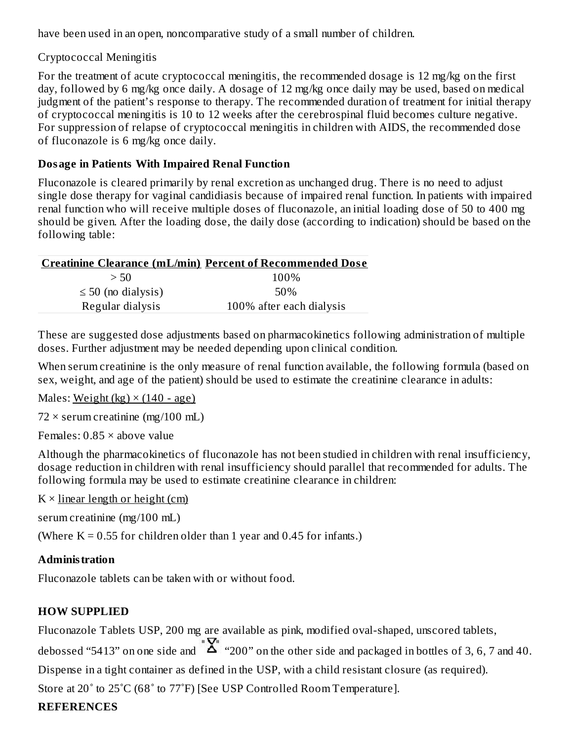have been used in an open, noncomparative study of a small number of children.

Cryptococcal Meningitis

For the treatment of acute cryptococcal meningitis, the recommended dosage is 12 mg/kg on the first day, followed by 6 mg/kg once daily. A dosage of 12 mg/kg once daily may be used, based on medical judgment of the patient's response to therapy. The recommended duration of treatment for initial therapy of cryptococcal meningitis is 10 to 12 weeks after the cerebrospinal fluid becomes culture negative. For suppression of relapse of cryptococcal meningitis in children with AIDS, the recommended dose of fluconazole is 6 mg/kg once daily.

**Dosage in Patients With Impaired Renal Function**

Fluconazole is cleared primarily by renal excretion as unchanged drug. There is no need to adjust single dose therapy for vaginal candidiasis because of impaired renal function. In patients with impaired renal function who will receive multiple doses of fluconazole, an initial loading dose of 50 to 400 mg should be given. After the loading dose, the daily dose (according to indication) should be based on the following table:

| Creatinine Clearance (mL/min) | Percent of Recommended Dose |
|---|---|
| > 50 | 100% |
| ≤ 50 (no dialysis) | 50% |
| Regular dialysis | 100% after each dialysis |

These are suggested dose adjustments based on pharmacokinetics following administration of multiple doses. Further adjustment may be needed depending upon clinical condition.

When serum creatinine is the only measure of renal function available, the following formula (based on sex, weight, and age of the patient) should be used to estimate the creatinine clearance in adults:

Males: $\frac{\text{Weight (kg)} \times (140 - \text{age})}{72 \times \text{serum creatinine (mg/100 mL)}}$

Females: $0.85 \times$ above value

Although the pharmacokinetics of fluconazole has not been studied in children with renal insufficiency, dosage reduction in children with renal insufficiency should parallel that recommended for adults. The following formula may be used to estimate creatinine clearance in children:

$K \times \frac{\text{linear length or height (cm)}}{\text{serum creatinine (mg/100 mL)}}$

(Where $K = 0.55$ for children older than 1 year and 0.45 for infants.)

**Administration**

Fluconazole tablets can be taken with or without food.

## HOW SUPPLIED

Fluconazole Tablets USP, 200 mg are available as pink, modified oval-shaped, unscored tablets, debossed "5413" on one side and "200" on the other side and packaged in bottles of 3, 6, 7 and 40.

Dispense in a tight container as defined in the USP, with a child resistant closure (as required).

Store at 20˚ to 25˚C (68˚ to 77˚F) [See USP Controlled Room Temperature].

## REFERENCES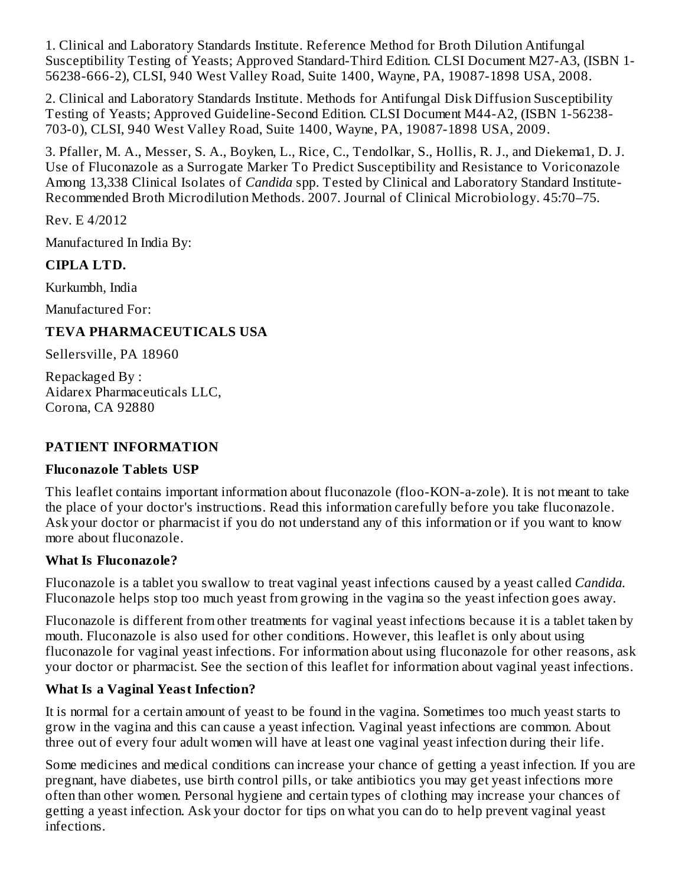1. Clinical and Laboratory Standards Institute. Reference Method for Broth Dilution Antifungal Susceptibility Testing of Yeasts; Approved Standard-Third Edition. CLSI Document M27-A3, (ISBN 1-56238-666-2), CLSI, 940 West Valley Road, Suite 1400, Wayne, PA, 19087-1898 USA, 2008.

2. Clinical and Laboratory Standards Institute. Methods for Antifungal Disk Diffusion Susceptibility Testing of Yeasts; Approved Guideline-Second Edition. CLSI Document M44-A2, (ISBN 1-56238-703-0), CLSI, 940 West Valley Road, Suite 1400, Wayne, PA, 19087-1898 USA, 2009.

3. Pfaller, M. A., Messer, S. A., Boyken, L., Rice, C., Tendolkar, S., Hollis, R. J., and Diekema1, D. J. Use of Fluconazole as a Surrogate Marker To Predict Susceptibility and Resistance to Voriconazole Among 13,338 Clinical Isolates of *Candida* spp. Tested by Clinical and Laboratory Standard Institute-Recommended Broth Microdilution Methods. 2007. Journal of Clinical Microbiology. 45:70–75.

Rev. E 4/2012

Manufactured In India By:

**CIPLA LTD.**

Kurkumbh, India

Manufactured For:

**TEVA PHARMACEUTICALS USA**

Sellersville, PA 18960

Repackaged By :
Aidarex Pharmaceuticals LLC,
Corona, CA 92880

## PATIENT INFORMATION

### Fluconazole Tablets USP

This leaflet contains important information about fluconazole (floo-KON-a-zole). It is not meant to take the place of your doctor's instructions. Read this information carefully before you take fluconazole. Ask your doctor or pharmacist if you do not understand any of this information or if you want to know more about fluconazole.

### What Is Fluconazole?

Fluconazole is a tablet you swallow to treat vaginal yeast infections caused by a yeast called *Candida*. Fluconazole helps stop too much yeast from growing in the vagina so the yeast infection goes away.

Fluconazole is different from other treatments for vaginal yeast infections because it is a tablet taken by mouth. Fluconazole is also used for other conditions. However, this leaflet is only about using fluconazole for vaginal yeast infections. For information about using fluconazole for other reasons, ask your doctor or pharmacist. See the section of this leaflet for information about vaginal yeast infections.

### What Is a Vaginal Yeast Infection?

It is normal for a certain amount of yeast to be found in the vagina. Sometimes too much yeast starts to grow in the vagina and this can cause a yeast infection. Vaginal yeast infections are common. About three out of every four adult women will have at least one vaginal yeast infection during their life.

Some medicines and medical conditions can increase your chance of getting a yeast infection. If you are pregnant, have diabetes, use birth control pills, or take antibiotics you may get yeast infections more often than other women. Personal hygiene and certain types of clothing may increase your chances of getting a yeast infection. Ask your doctor for tips on what you can do to help prevent vaginal yeast infections.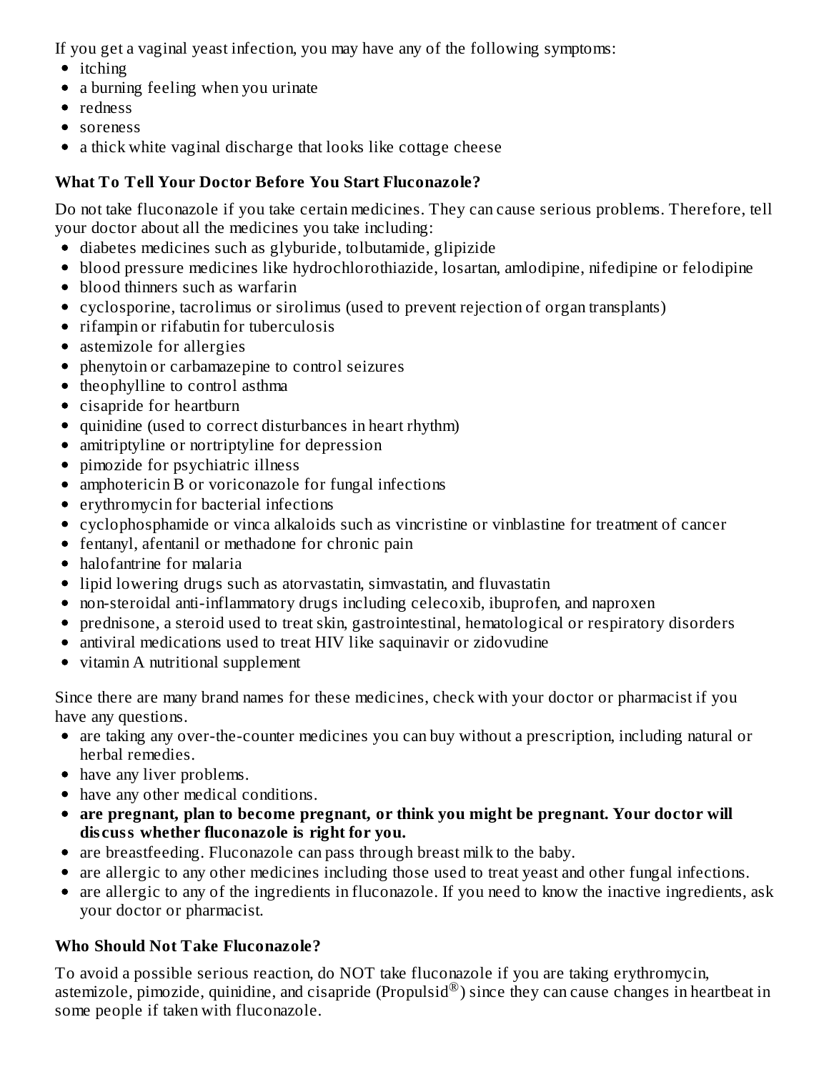If you get a vaginal yeast infection, you may have any of the following symptoms:

- itching
- a burning feeling when you urinate
- redness
- soreness
- a thick white vaginal discharge that looks like cottage cheese

### What To Tell Your Doctor Before You Start Fluconazole?

Do not take fluconazole if you take certain medicines. They can cause serious problems. Therefore, tell your doctor about all the medicines you take including:

- diabetes medicines such as glyburide, tolbutamide, glipizide
- blood pressure medicines like hydrochlorothiazide, losartan, amlodipine, nifedipine or felodipine
- blood thinners such as warfarin
- cyclosporine, tacrolimus or sirolimus (used to prevent rejection of organ transplants)
- rifampin or rifabutin for tuberculosis
- astemizole for allergies
- phenytoin or carbamazepine to control seizures
- theophylline to control asthma
- cisapride for heartburn
- quinidine (used to correct disturbances in heart rhythm)
- amitriptyline or nortriptyline for depression
- pimozide for psychiatric illness
- amphotericin B or voriconazole for fungal infections
- erythromycin for bacterial infections
- cyclophosphamide or vinca alkaloids such as vincristine or vinblastine for treatment of cancer
- fentanyl, afentanil or methadone for chronic pain
- halofantrine for malaria
- lipid lowering drugs such as atorvastatin, simvastatin, and fluvastatin
- non-steroidal anti-inflammatory drugs including celecoxib, ibuprofen, and naproxen
- prednisone, a steroid used to treat skin, gastrointestinal, hematological or respiratory disorders
- antiviral medications used to treat HIV like saquinavir or zidovudine
- vitamin A nutritional supplement

Since there are many brand names for these medicines, check with your doctor or pharmacist if you have any questions.

- are taking any over-the-counter medicines you can buy without a prescription, including natural or herbal remedies.
- have any liver problems.
- have any other medical conditions.
- **are pregnant, plan to become pregnant, or think you might be pregnant. Your doctor will discuss whether fluconazole is right for you.**
- are breastfeeding. Fluconazole can pass through breast milk to the baby.
- are allergic to any other medicines including those used to treat yeast and other fungal infections.
- are allergic to any of the ingredients in fluconazole. If you need to know the inactive ingredients, ask your doctor or pharmacist.

### Who Should Not Take Fluconazole?

To avoid a possible serious reaction, do NOT take fluconazole if you are taking erythromycin, astemizole, pimozide, quinidine, and cisapride (Propulsid®) since they can cause changes in heartbeat in some people if taken with fluconazole.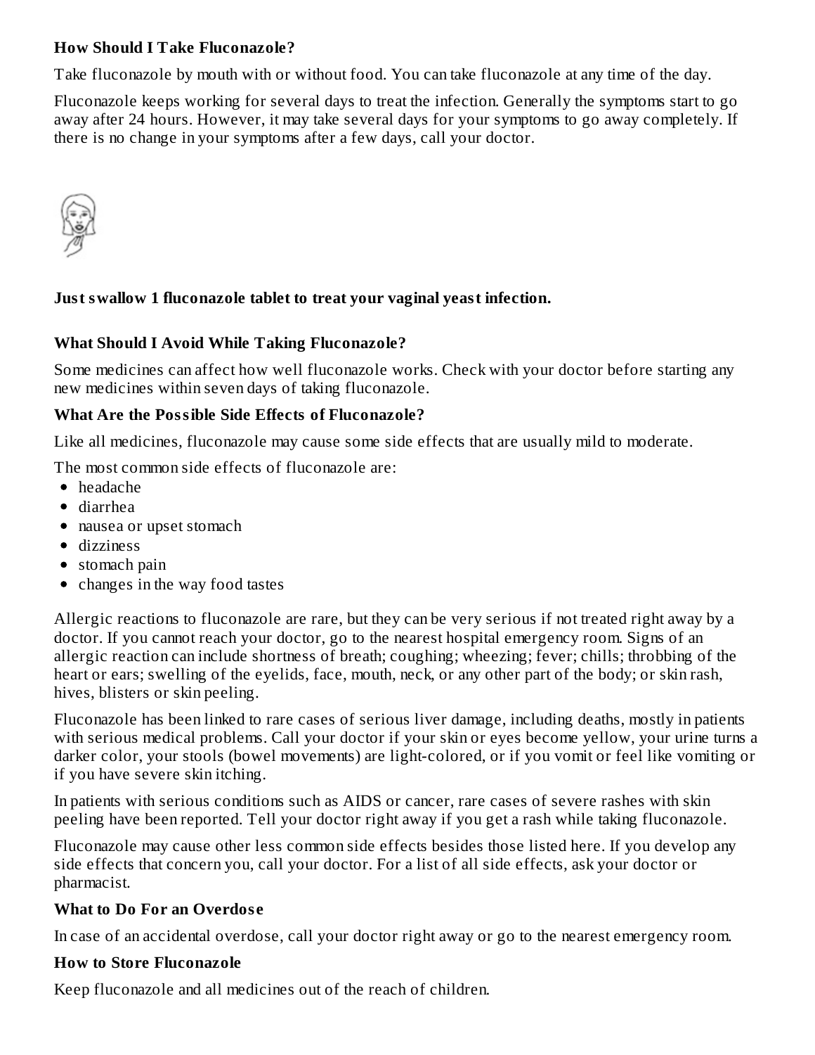### How Should I Take Fluconazole?

Take fluconazole by mouth with or without food. You can take fluconazole at any time of the day.

Fluconazole keeps working for several days to treat the infection. Generally the symptoms start to go away after 24 hours. However, it may take several days for your symptoms to go away completely. If there is no change in your symptoms after a few days, call your doctor.

**Just swallow 1 fluconazole tablet to treat your vaginal yeast infection.**

### What Should I Avoid While Taking Fluconazole?

Some medicines can affect how well fluconazole works. Check with your doctor before starting any new medicines within seven days of taking fluconazole.

### What Are the Possible Side Effects of Fluconazole?

Like all medicines, fluconazole may cause some side effects that are usually mild to moderate.

The most common side effects of fluconazole are:

- headache
- diarrhea
- nausea or upset stomach
- dizziness
- stomach pain
- changes in the way food tastes

Allergic reactions to fluconazole are rare, but they can be very serious if not treated right away by a doctor. If you cannot reach your doctor, go to the nearest hospital emergency room. Signs of an allergic reaction can include shortness of breath; coughing; wheezing; fever; chills; throbbing of the heart or ears; swelling of the eyelids, face, mouth, neck, or any other part of the body; or skin rash, hives, blisters or skin peeling.

Fluconazole has been linked to rare cases of serious liver damage, including deaths, mostly in patients with serious medical problems. Call your doctor if your skin or eyes become yellow, your urine turns a darker color, your stools (bowel movements) are light-colored, or if you vomit or feel like vomiting or if you have severe skin itching.

In patients with serious conditions such as AIDS or cancer, rare cases of severe rashes with skin peeling have been reported. Tell your doctor right away if you get a rash while taking fluconazole.

Fluconazole may cause other less common side effects besides those listed here. If you develop any side effects that concern you, call your doctor. For a list of all side effects, ask your doctor or pharmacist.

### What to Do For an Overdose

In case of an accidental overdose, call your doctor right away or go to the nearest emergency room.

### How to Store Fluconazole

Keep fluconazole and all medicines out of the reach of children.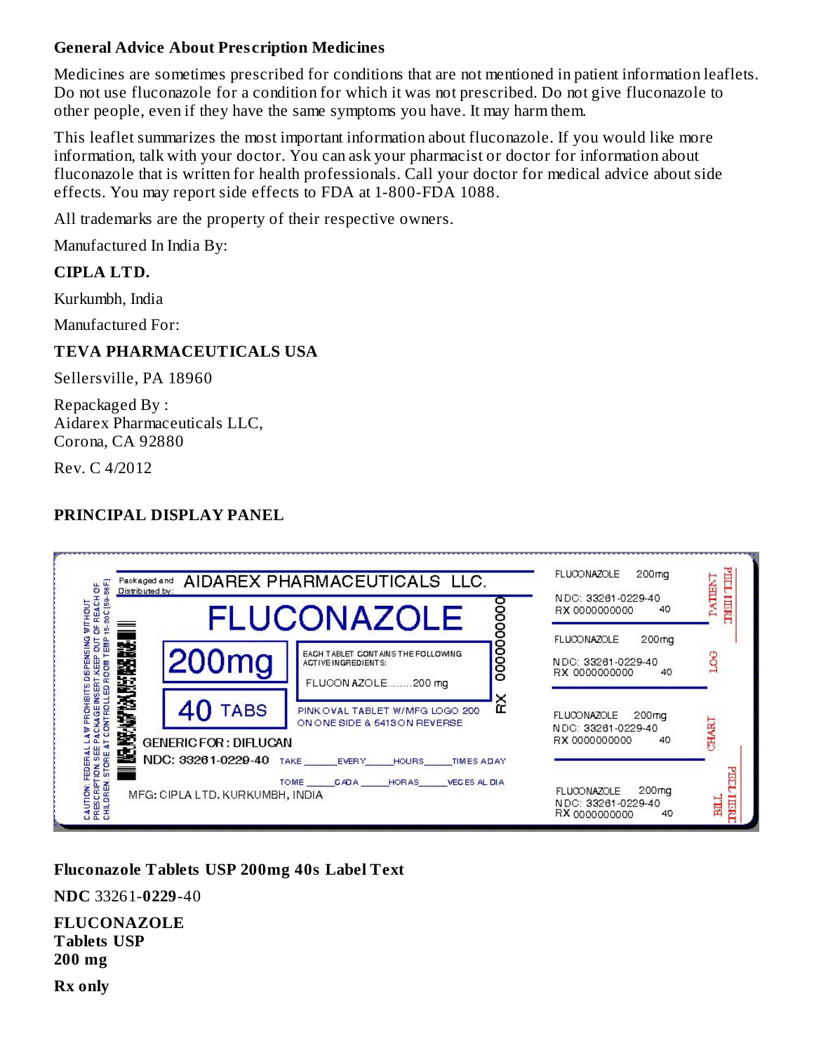**General Advice About Prescription Medicines**

Medicines are sometimes prescribed for conditions that are not mentioned in patient information leaflets. Do not use fluconazole for a condition for which it was not prescribed. Do not give fluconazole to other people, even if they have the same symptoms you have. It may harm them.

This leaflet summarizes the most important information about fluconazole. If you would like more information, talk with your doctor. You can ask your pharmacist or doctor for information about fluconazole that is written for health professionals. Call your doctor for medical advice about side effects. You may report side effects to FDA at 1-800-FDA 1088.

All trademarks are the property of their respective owners.

Manufactured In India By:

**CIPLA LTD.**

Kurkumbh, India

Manufactured For:

**TEVA PHARMACEUTICALS USA**

Sellersville, PA 18960

Repackaged By :
Aidarex Pharmaceuticals LLC,
Corona, CA 92880

Rev. C 4/2012

## PRINCIPAL DISPLAY PANEL

Packaged and Distributed by: AIDAREX PHARMACEUTICALS LLC.

FLUCONAZOLE

200mg

40 TABS

EACH TABLET CONTAINS THE FOLLOWING ACTIVE INGREDIENTS:
FLUCONAZOLE........200 mg

PINK OVAL TABLET W/MFG LOGO 200 ON ONE SIDE & 5413 ON REVERSE

RX 0000000000

GENERIC FOR : DIFLUCAN

NDC: 33261-0229-40 TAKE \_\_\_\_\_ EVERY \_\_\_\_\_ HOURS \_\_\_\_\_ TIMES A DAY

TOME \_\_\_\_\_ CADA \_\_\_\_\_ HORAS \_\_\_\_\_ VECES AL DIA

MFG: CIPLA LTD. KURKUMBH, INDIA

CAUTION: FEDERAL LAW PROHIBITS DISPENSING WITHOUT PRESCRIPTION SEE PACKAGE INSERT KEEP OUT OF REACH OF CHILDREN STORE AT CONTROLLED ROOM TEMP 15-30C (59-86F)

FLUCONAZOLE 200mg NDC: 33261-0229-40 RX 0000000000 40 — PATIENT PEEL HERE

FLUCONAZOLE 200mg NDC: 33261-0229-40 RX 0000000000 40 — LOG

FLUCONAZOLE 200mg NDC: 33261-0229-40 RX 0000000000 40 — CHART

FLUCONAZOLE 200mg NDC: 33261-0229-40 RX 0000000000 40 — BILL PEEL HERE

**Fluconazole Tablets USP 200mg 40s Label Text**

**NDC** 33261-**0229**-40

**FLUCONAZOLE**
**Tablets USP**
**200 mg**

**Rx only**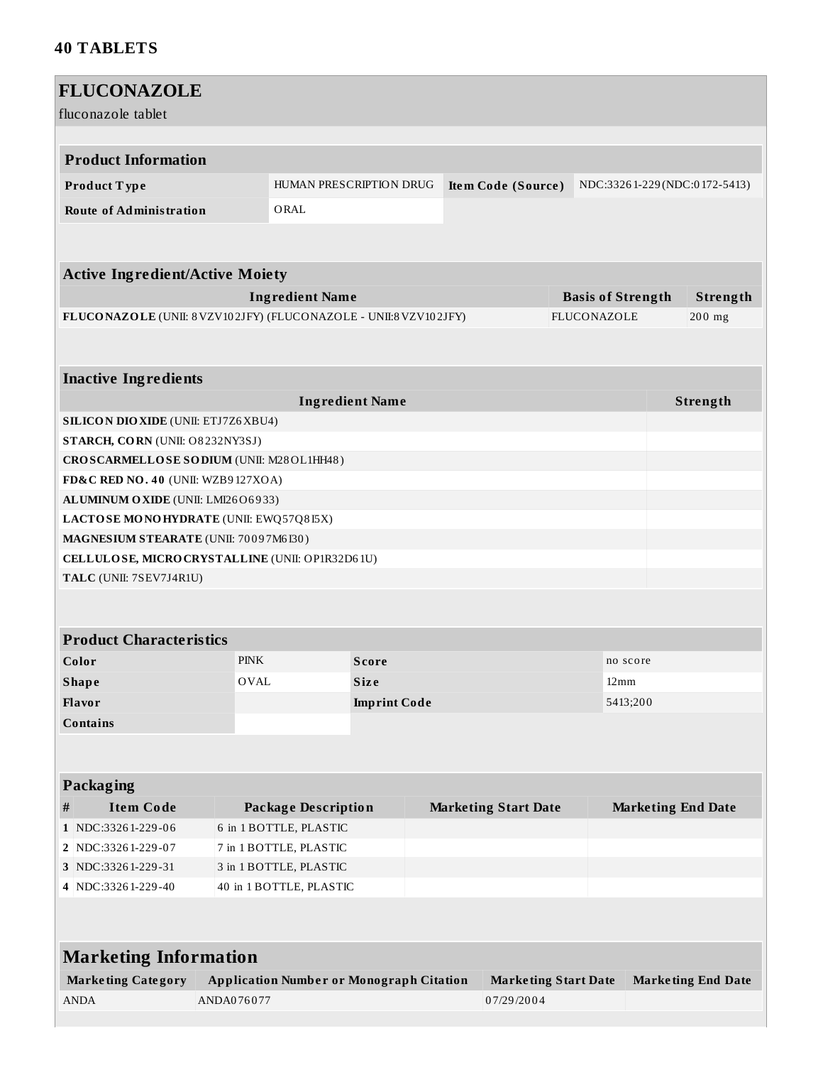**40 TABLETS**

## FLUCONAZOLE

fluconazole tablet

| Product Information | | | |
|---|---|---|---|
| **Product Type** | HUMAN PRESCRIPTION DRUG | **Item Code (Source)** | NDC:33261-229(NDC:0172-5413) |
| **Route of Administration** | ORAL | | |

| Active Ingredient/Active Moiety | | |
|---|---|---|
| **Ingredient Name** | **Basis of Strength** | **Strength** |
| **FLUCONAZOLE** (UNII: 8VZV102JFY) (FLUCONAZOLE - UNII:8VZV102JFY) | FLUCONAZOLE | 200 mg |

| Inactive Ingredients | |
|---|---|
| **Ingredient Name** | **Strength** |
| **SILICON DIOXIDE** (UNII: ETJ7Z6XBU4) | |
| **STARCH, CORN** (UNII: O8232NY3SJ) | |
| **CROSCARMELLOSE SODIUM** (UNII: M28OL1HH48) | |
| **FD&C RED NO. 40** (UNII: WZB9127XOA) | |
| **ALUMINUM OXIDE** (UNII: LMI26O6933) | |
| **LACTOSE MONOHYDRATE** (UNII: EWQ57Q8I5X) | |
| **MAGNESIUM STEARATE** (UNII: 70097M6I30) | |
| **CELLULOSE, MICROCRYSTALLINE** (UNII: OP1R32D61U) | |
| **TALC** (UNII: 7SEV7J4R1U) | |

| Product Characteristics | | | |
|---|---|---|---|
| **Color** | PINK | **Score** | no score |
| **Shape** | OVAL | **Size** | 12mm |
| **Flavor** | | **Imprint Code** | 5413;200 |
| **Contains** | | | |

| Packaging | | | | |
|---|---|---|---|---|
| **#** | **Item Code** | **Package Description** | **Marketing Start Date** | **Marketing End Date** |
| 1 | NDC:33261-229-06 | 6 in 1 BOTTLE, PLASTIC | | |
| 2 | NDC:33261-229-07 | 7 in 1 BOTTLE, PLASTIC | | |
| 3 | NDC:33261-229-31 | 3 in 1 BOTTLE, PLASTIC | | |
| 4 | NDC:33261-229-40 | 40 in 1 BOTTLE, PLASTIC | | |

| Marketing Information | | | |
|---|---|---|---|
| **Marketing Category** | **Application Number or Monograph Citation** | **Marketing Start Date** | **Marketing End Date** |
| ANDA | ANDA076077 | 07/29/2004 | |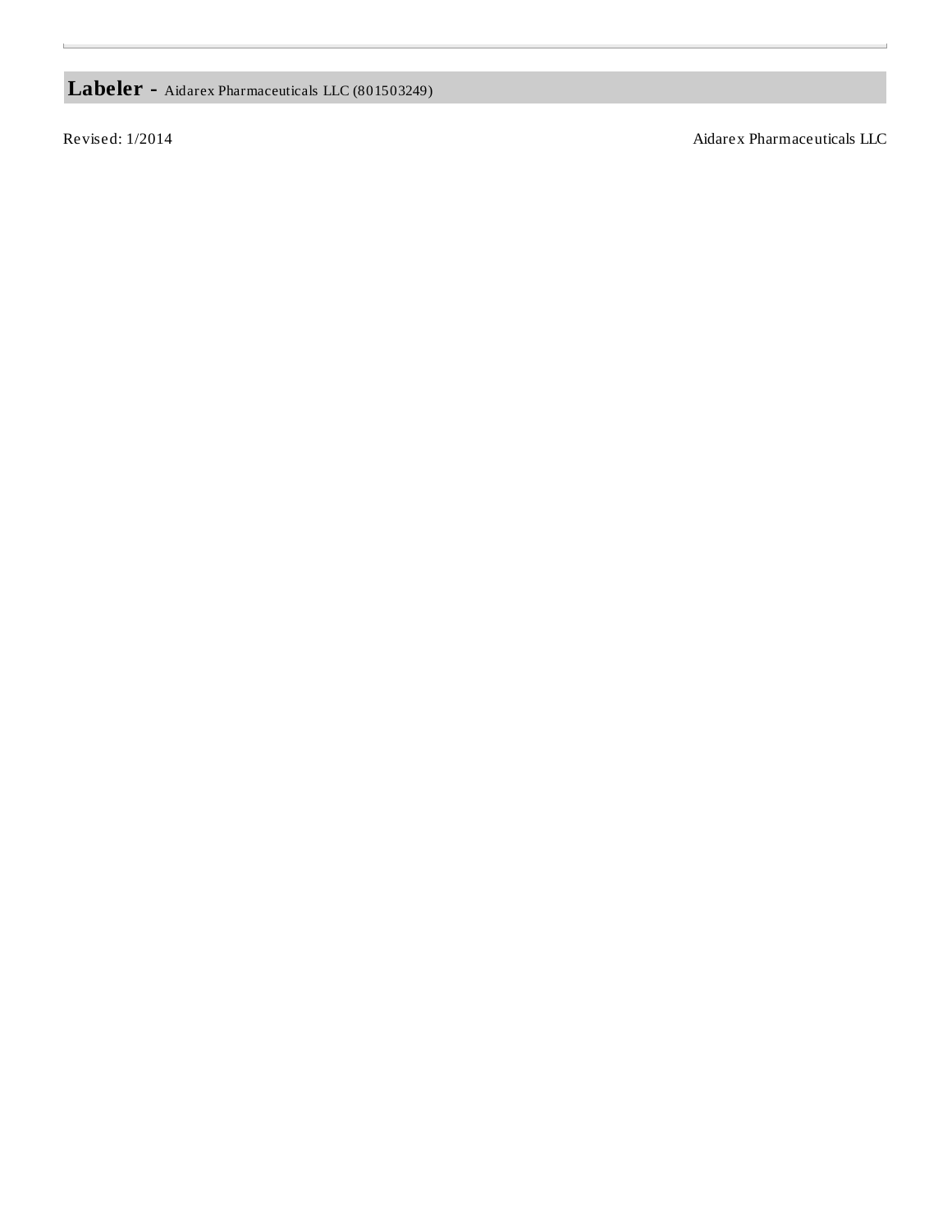**Labeler -** Aidarex Pharmaceuticals LLC (801503249)

Revised: 1/2014 Aidarex Pharmaceuticals LLC